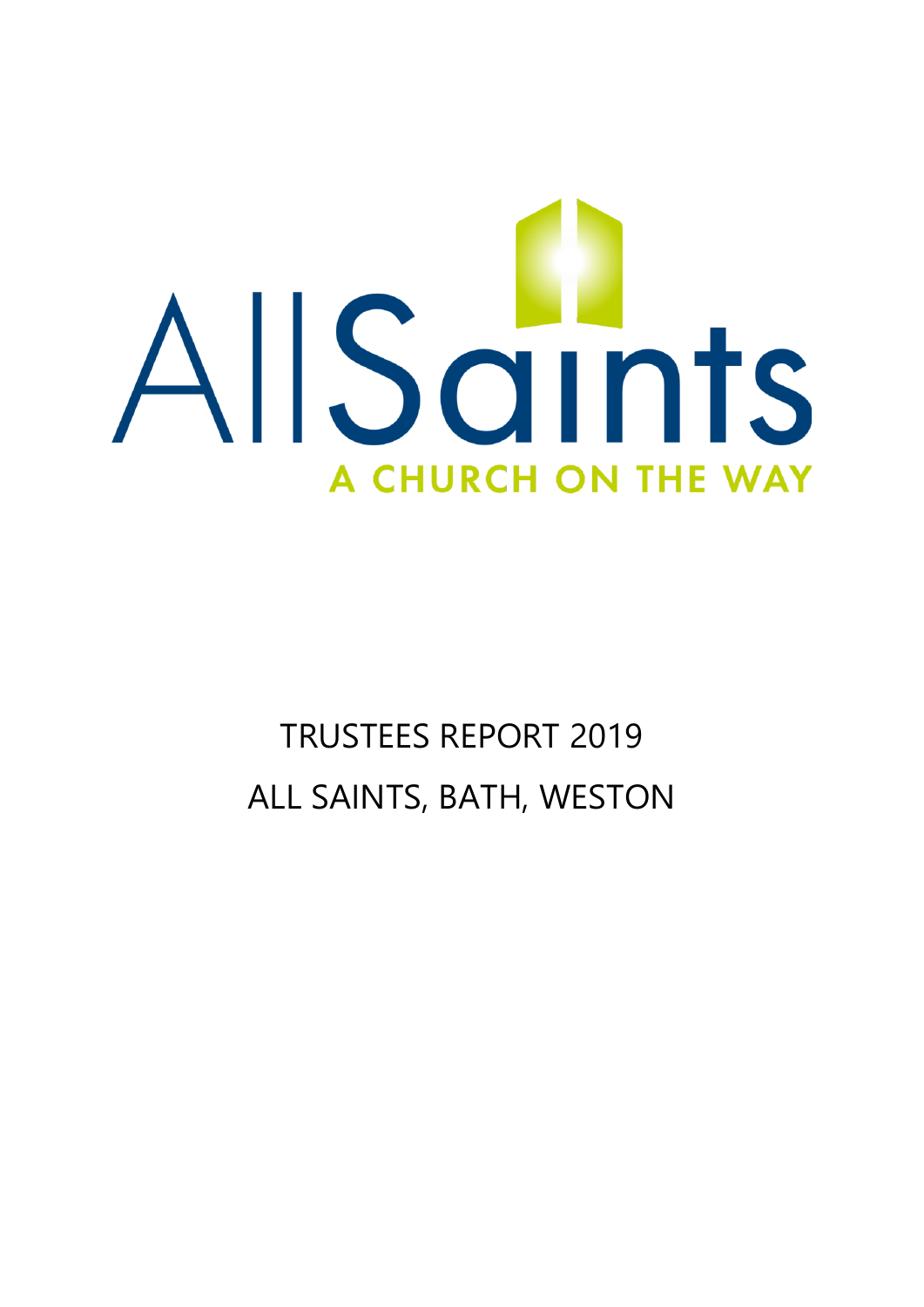AllSaints

A CHURCH ON THE WAY

# TRUSTEES REPORT 2019

# ALL SAINTS, BATH, WESTON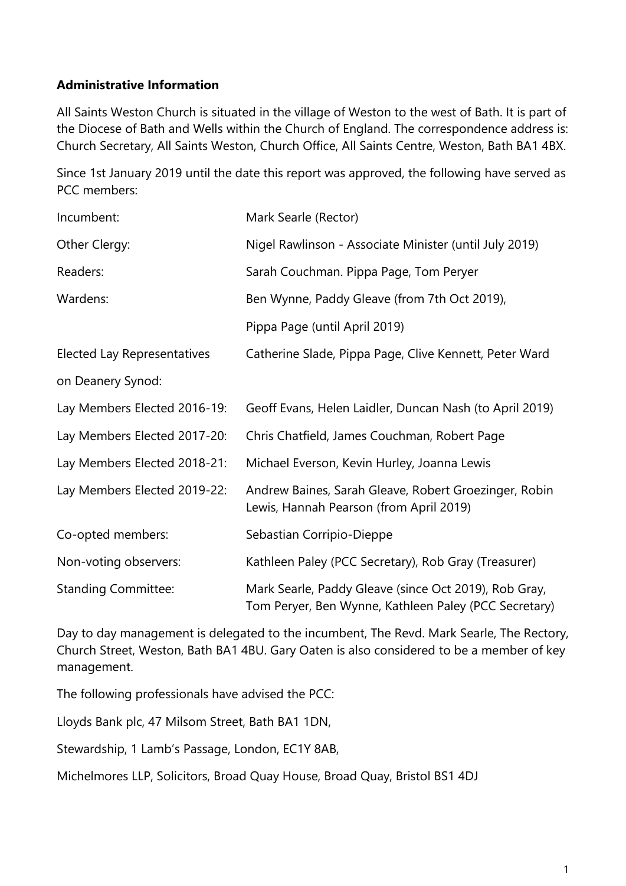**Administrative Information**

All Saints Weston Church is situated in the village of Weston to the west of Bath. It is part of the Diocese of Bath and Wells within the Church of England. The correspondence address is: Church Secretary, All Saints Weston, Church Office, All Saints Centre, Weston, Bath BA1 4BX.

Since 1st January 2019 until the date this report was approved, the following have served as PCC members:

| | |
|---|---|
| Incumbent: | Mark Searle (Rector) |
| Other Clergy: | Nigel Rawlinson - Associate Minister (until July 2019) |
| Readers: | Sarah Couchman. Pippa Page, Tom Peryer |
| Wardens: | Ben Wynne, Paddy Gleave (from 7th Oct 2019), |
| | Pippa Page (until April 2019) |
| Elected Lay Representatives on Deanery Synod: | Catherine Slade, Pippa Page, Clive Kennett, Peter Ward |
| Lay Members Elected 2016-19: | Geoff Evans, Helen Laidler, Duncan Nash (to April 2019) |
| Lay Members Elected 2017-20: | Chris Chatfield, James Couchman, Robert Page |
| Lay Members Elected 2018-21: | Michael Everson, Kevin Hurley, Joanna Lewis |
| Lay Members Elected 2019-22: | Andrew Baines, Sarah Gleave, Robert Groezinger, Robin Lewis, Hannah Pearson (from April 2019) |
| Co-opted members: | Sebastian Corripio-Dieppe |
| Non-voting observers: | Kathleen Paley (PCC Secretary), Rob Gray (Treasurer) |
| Standing Committee: | Mark Searle, Paddy Gleave (since Oct 2019), Rob Gray, Tom Peryer, Ben Wynne, Kathleen Paley (PCC Secretary) |

Day to day management is delegated to the incumbent, The Revd. Mark Searle, The Rectory, Church Street, Weston, Bath BA1 4BU. Gary Oaten is also considered to be a member of key management.

The following professionals have advised the PCC:

Lloyds Bank plc, 47 Milsom Street, Bath BA1 1DN,

Stewardship, 1 Lamb's Passage, London, EC1Y 8AB,

Michelmores LLP, Solicitors, Broad Quay House, Broad Quay, Bristol BS1 4DJ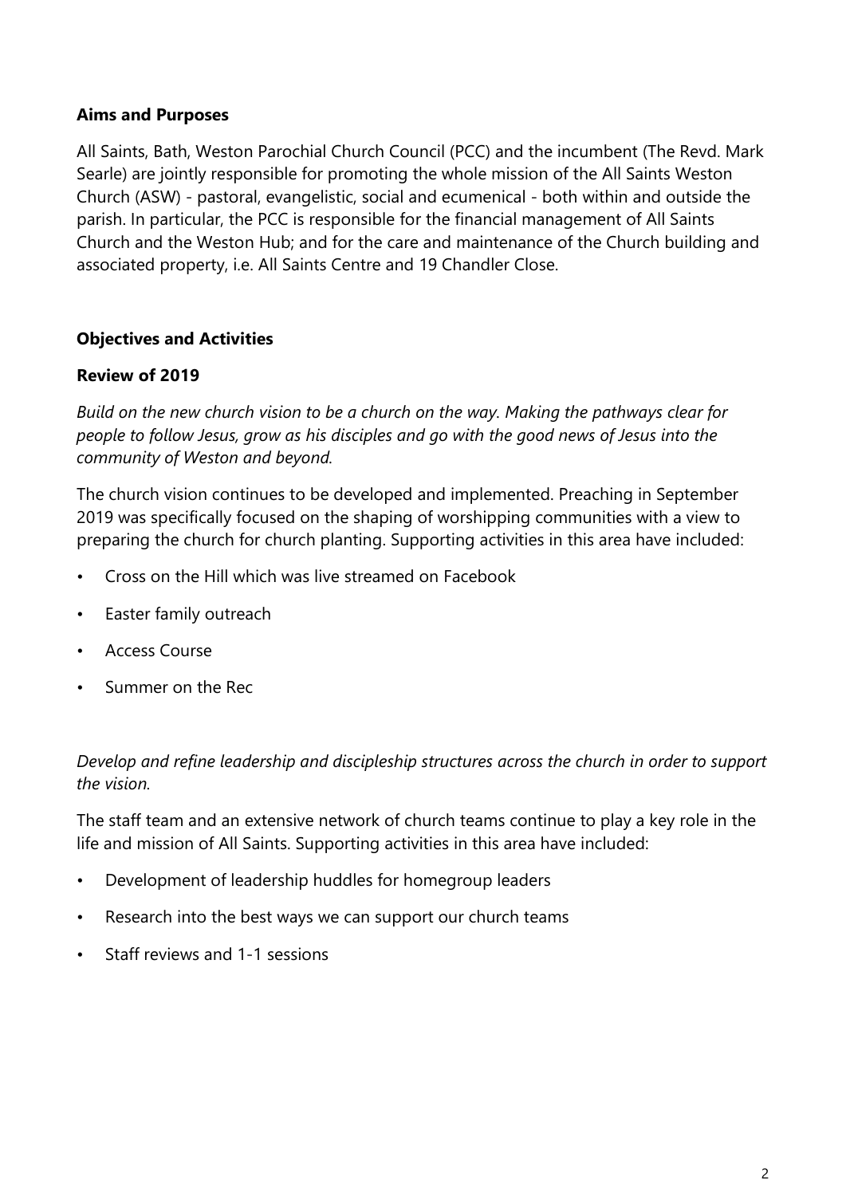**Aims and Purposes**

All Saints, Bath, Weston Parochial Church Council (PCC) and the incumbent (The Revd. Mark Searle) are jointly responsible for promoting the whole mission of the All Saints Weston Church (ASW) - pastoral, evangelistic, social and ecumenical - both within and outside the parish. In particular, the PCC is responsible for the financial management of All Saints Church and the Weston Hub; and for the care and maintenance of the Church building and associated property, i.e. All Saints Centre and 19 Chandler Close.

**Objectives and Activities**

**Review of 2019**

*Build on the new church vision to be a church on the way. Making the pathways clear for people to follow Jesus, grow as his disciples and go with the good news of Jesus into the community of Weston and beyond.*

The church vision continues to be developed and implemented. Preaching in September 2019 was specifically focused on the shaping of worshipping communities with a view to preparing the church for church planting. Supporting activities in this area have included:

- Cross on the Hill which was live streamed on Facebook
- Easter family outreach
- Access Course
- Summer on the Rec

*Develop and refine leadership and discipleship structures across the church in order to support the vision.*

The staff team and an extensive network of church teams continue to play a key role in the life and mission of All Saints. Supporting activities in this area have included:

- Development of leadership huddles for homegroup leaders
- Research into the best ways we can support our church teams
- Staff reviews and 1-1 sessions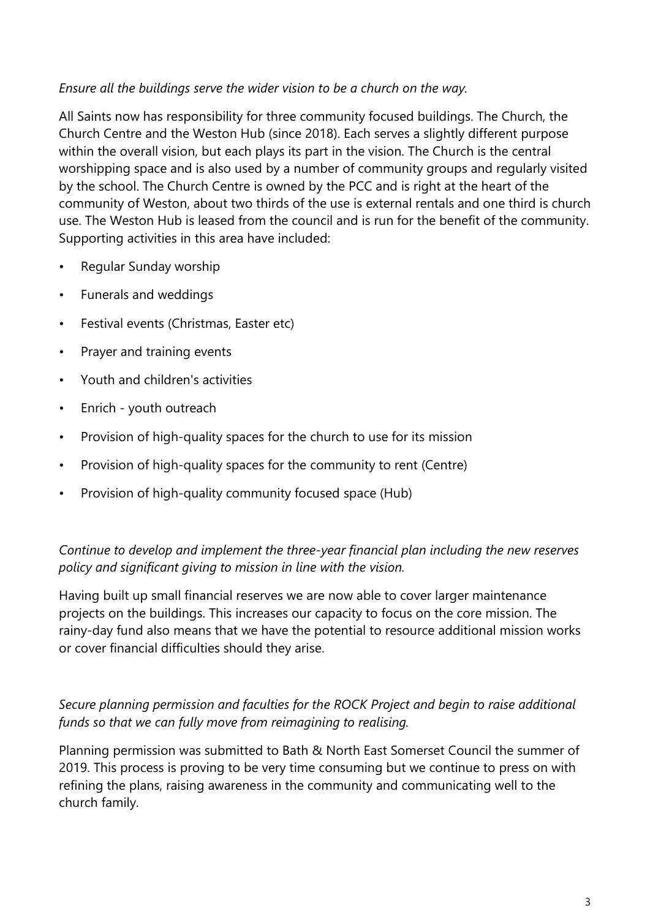*Ensure all the buildings serve the wider vision to be a church on the way.*

All Saints now has responsibility for three community focused buildings. The Church, the Church Centre and the Weston Hub (since 2018). Each serves a slightly different purpose within the overall vision, but each plays its part in the vision. The Church is the central worshipping space and is also used by a number of community groups and regularly visited by the school. The Church Centre is owned by the PCC and is right at the heart of the community of Weston, about two thirds of the use is external rentals and one third is church use. The Weston Hub is leased from the council and is run for the benefit of the community. Supporting activities in this area have included:

- Regular Sunday worship
- Funerals and weddings
- Festival events (Christmas, Easter etc)
- Prayer and training events
- Youth and children's activities
- Enrich - youth outreach
- Provision of high-quality spaces for the church to use for its mission
- Provision of high-quality spaces for the community to rent (Centre)
- Provision of high-quality community focused space (Hub)

*Continue to develop and implement the three-year financial plan including the new reserves policy and significant giving to mission in line with the vision.*

Having built up small financial reserves we are now able to cover larger maintenance projects on the buildings. This increases our capacity to focus on the core mission. The rainy-day fund also means that we have the potential to resource additional mission works or cover financial difficulties should they arise.

*Secure planning permission and faculties for the ROCK Project and begin to raise additional funds so that we can fully move from reimagining to realising.*

Planning permission was submitted to Bath & North East Somerset Council the summer of 2019. This process is proving to be very time consuming but we continue to press on with refining the plans, raising awareness in the community and communicating well to the church family.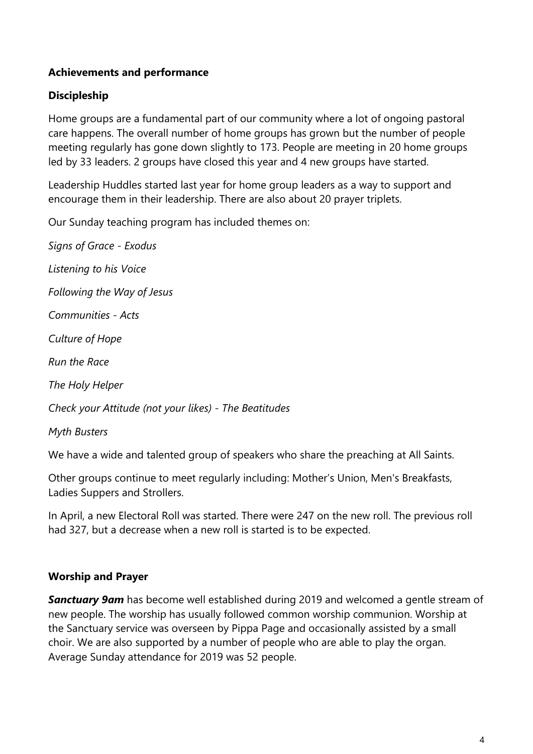## Achievements and performance

### Discipleship

Home groups are a fundamental part of our community where a lot of ongoing pastoral care happens. The overall number of home groups has grown but the number of people meeting regularly has gone down slightly to 173. People are meeting in 20 home groups led by 33 leaders. 2 groups have closed this year and 4 new groups have started.

Leadership Huddles started last year for home group leaders as a way to support and encourage them in their leadership. There are also about 20 prayer triplets.

Our Sunday teaching program has included themes on:

*Signs of Grace - Exodus*

*Listening to his Voice*

*Following the Way of Jesus*

*Communities - Acts*

*Culture of Hope*

*Run the Race*

*The Holy Helper*

*Check your Attitude (not your likes) - The Beatitudes*

*Myth Busters*

We have a wide and talented group of speakers who share the preaching at All Saints.

Other groups continue to meet regularly including: Mother's Union, Men's Breakfasts, Ladies Suppers and Strollers.

In April, a new Electoral Roll was started. There were 247 on the new roll. The previous roll had 327, but a decrease when a new roll is started is to be expected.

### Worship and Prayer

***Sanctuary 9am*** has become well established during 2019 and welcomed a gentle stream of new people. The worship has usually followed common worship communion. Worship at the Sanctuary service was overseen by Pippa Page and occasionally assisted by a small choir. We are also supported by a number of people who are able to play the organ. Average Sunday attendance for 2019 was 52 people.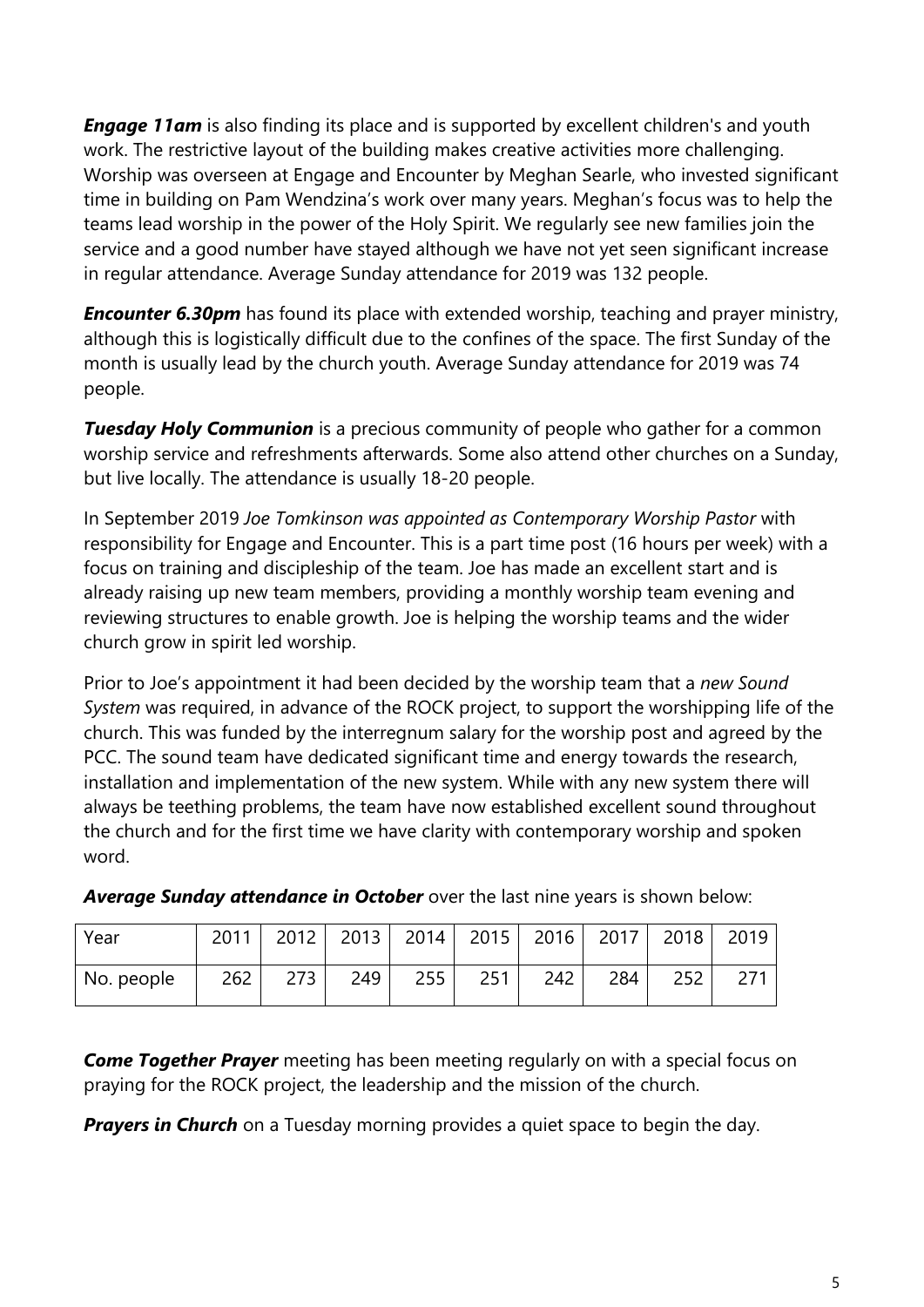***Engage 11am*** is also finding its place and is supported by excellent children's and youth work. The restrictive layout of the building makes creative activities more challenging. Worship was overseen at Engage and Encounter by Meghan Searle, who invested significant time in building on Pam Wendzina's work over many years. Meghan's focus was to help the teams lead worship in the power of the Holy Spirit. We regularly see new families join the service and a good number have stayed although we have not yet seen significant increase in regular attendance. Average Sunday attendance for 2019 was 132 people.

***Encounter 6.30pm*** has found its place with extended worship, teaching and prayer ministry, although this is logistically difficult due to the confines of the space. The first Sunday of the month is usually lead by the church youth. Average Sunday attendance for 2019 was 74 people.

***Tuesday Holy Communion*** is a precious community of people who gather for a common worship service and refreshments afterwards. Some also attend other churches on a Sunday, but live locally. The attendance is usually 18-20 people.

In September 2019 *Joe Tomkinson was appointed as Contemporary Worship Pastor* with responsibility for Engage and Encounter. This is a part time post (16 hours per week) with a focus on training and discipleship of the team. Joe has made an excellent start and is already raising up new team members, providing a monthly worship team evening and reviewing structures to enable growth. Joe is helping the worship teams and the wider church grow in spirit led worship.

Prior to Joe's appointment it had been decided by the worship team that a *new Sound System* was required, in advance of the ROCK project, to support the worshipping life of the church. This was funded by the interregnum salary for the worship post and agreed by the PCC. The sound team have dedicated significant time and energy towards the research, installation and implementation of the new system. While with any new system there will always be teething problems, the team have now established excellent sound throughout the church and for the first time we have clarity with contemporary worship and spoken word.

***Average Sunday attendance in October*** over the last nine years is shown below:

| Year | 2011 | 2012 | 2013 | 2014 | 2015 | 2016 | 2017 | 2018 | 2019 |
|---|---|---|---|---|---|---|---|---|---|
| No. people | 262 | 273 | 249 | 255 | 251 | 242 | 284 | 252 | 271 |

***Come Together Prayer*** meeting has been meeting regularly on with a special focus on praying for the ROCK project, the leadership and the mission of the church.

***Prayers in Church*** on a Tuesday morning provides a quiet space to begin the day.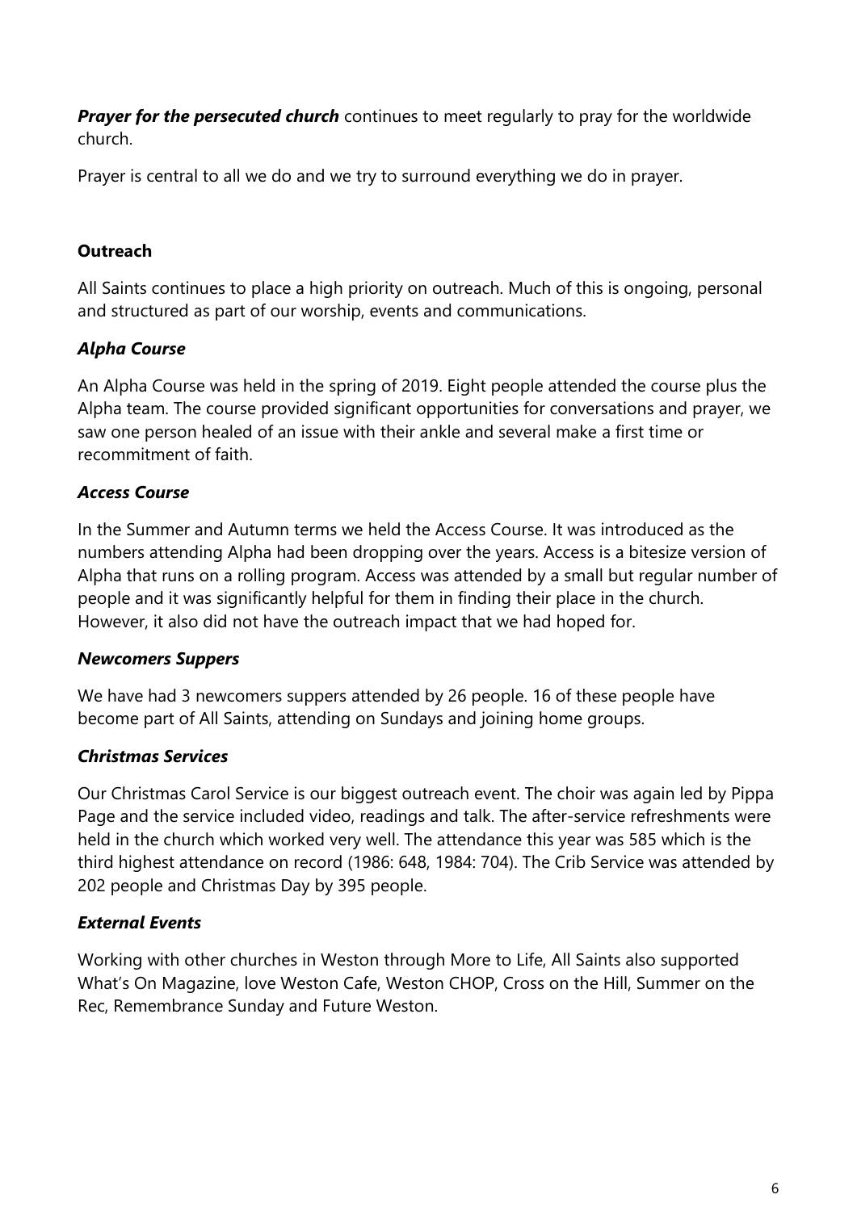***Prayer for the persecuted church*** continues to meet regularly to pray for the worldwide church.

Prayer is central to all we do and we try to surround everything we do in prayer.

**Outreach**

All Saints continues to place a high priority on outreach. Much of this is ongoing, personal and structured as part of our worship, events and communications.

***Alpha Course***

An Alpha Course was held in the spring of 2019. Eight people attended the course plus the Alpha team. The course provided significant opportunities for conversations and prayer, we saw one person healed of an issue with their ankle and several make a first time or recommitment of faith.

***Access Course***

In the Summer and Autumn terms we held the Access Course. It was introduced as the numbers attending Alpha had been dropping over the years. Access is a bitesize version of Alpha that runs on a rolling program. Access was attended by a small but regular number of people and it was significantly helpful for them in finding their place in the church. However, it also did not have the outreach impact that we had hoped for.

***Newcomers Suppers***

We have had 3 newcomers suppers attended by 26 people. 16 of these people have become part of All Saints, attending on Sundays and joining home groups.

***Christmas Services***

Our Christmas Carol Service is our biggest outreach event. The choir was again led by Pippa Page and the service included video, readings and talk. The after-service refreshments were held in the church which worked very well. The attendance this year was 585 which is the third highest attendance on record (1986: 648, 1984: 704). The Crib Service was attended by 202 people and Christmas Day by 395 people.

***External Events***

Working with other churches in Weston through More to Life, All Saints also supported What's On Magazine, love Weston Cafe, Weston CHOP, Cross on the Hill, Summer on the Rec, Remembrance Sunday and Future Weston.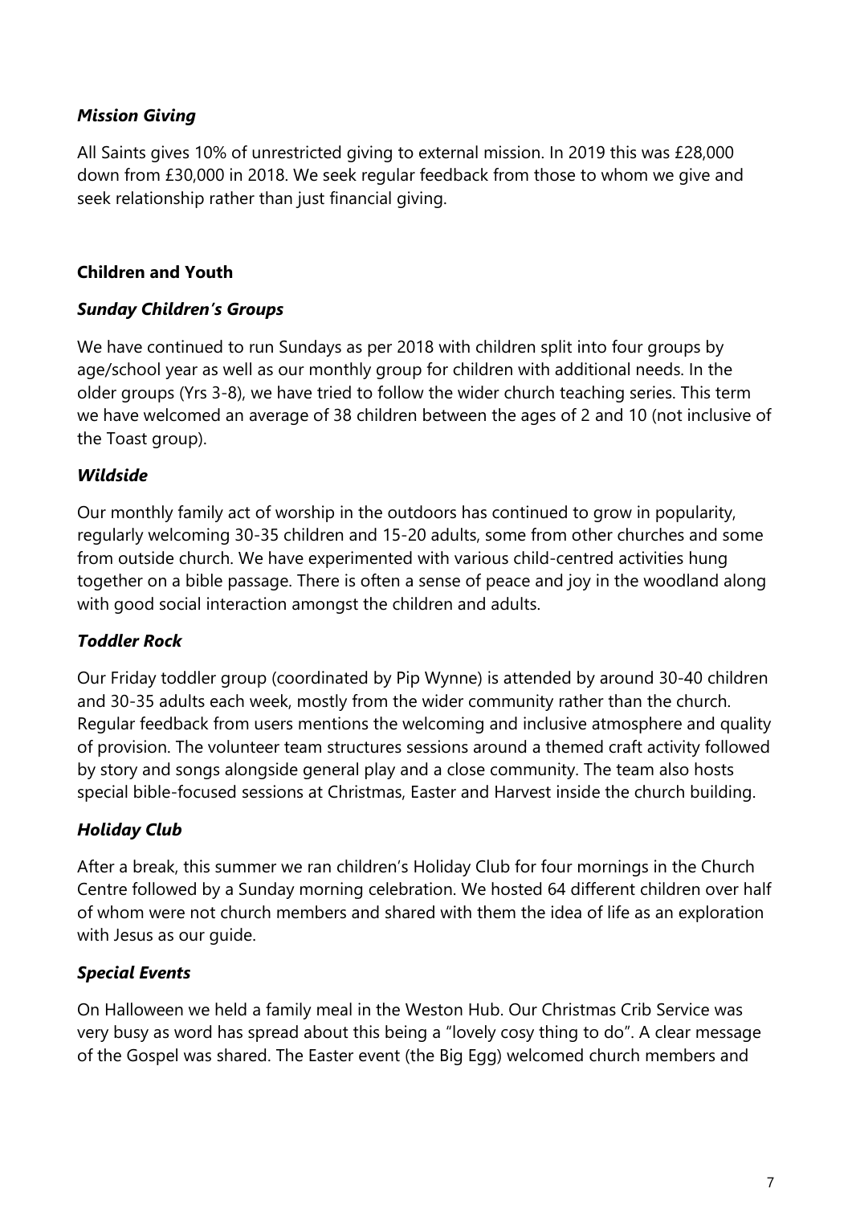### *Mission Giving*

All Saints gives 10% of unrestricted giving to external mission. In 2019 this was £28,000 down from £30,000 in 2018. We seek regular feedback from those to whom we give and seek relationship rather than just financial giving.

## **Children and Youth**

### *Sunday Children's Groups*

We have continued to run Sundays as per 2018 with children split into four groups by age/school year as well as our monthly group for children with additional needs. In the older groups (Yrs 3-8), we have tried to follow the wider church teaching series. This term we have welcomed an average of 38 children between the ages of 2 and 10 (not inclusive of the Toast group).

### *Wildside*

Our monthly family act of worship in the outdoors has continued to grow in popularity, regularly welcoming 30-35 children and 15-20 adults, some from other churches and some from outside church. We have experimented with various child-centred activities hung together on a bible passage. There is often a sense of peace and joy in the woodland along with good social interaction amongst the children and adults.

### *Toddler Rock*

Our Friday toddler group (coordinated by Pip Wynne) is attended by around 30-40 children and 30-35 adults each week, mostly from the wider community rather than the church. Regular feedback from users mentions the welcoming and inclusive atmosphere and quality of provision. The volunteer team structures sessions around a themed craft activity followed by story and songs alongside general play and a close community. The team also hosts special bible-focused sessions at Christmas, Easter and Harvest inside the church building.

### *Holiday Club*

After a break, this summer we ran children's Holiday Club for four mornings in the Church Centre followed by a Sunday morning celebration. We hosted 64 different children over half of whom were not church members and shared with them the idea of life as an exploration with Jesus as our guide.

### *Special Events*

On Halloween we held a family meal in the Weston Hub. Our Christmas Crib Service was very busy as word has spread about this being a "lovely cosy thing to do". A clear message of the Gospel was shared. The Easter event (the Big Egg) welcomed church members and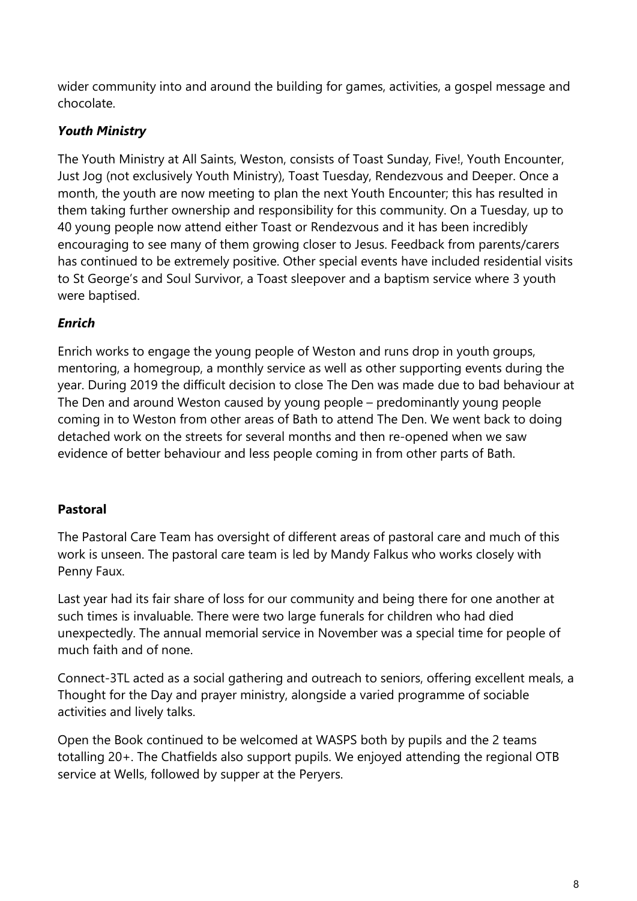wider community into and around the building for games, activities, a gospel message and chocolate.

### *Youth Ministry*

The Youth Ministry at All Saints, Weston, consists of Toast Sunday, Five!, Youth Encounter, Just Jog (not exclusively Youth Ministry), Toast Tuesday, Rendezvous and Deeper. Once a month, the youth are now meeting to plan the next Youth Encounter; this has resulted in them taking further ownership and responsibility for this community. On a Tuesday, up to 40 young people now attend either Toast or Rendezvous and it has been incredibly encouraging to see many of them growing closer to Jesus. Feedback from parents/carers has continued to be extremely positive. Other special events have included residential visits to St George's and Soul Survivor, a Toast sleepover and a baptism service where 3 youth were baptised.

### *Enrich*

Enrich works to engage the young people of Weston and runs drop in youth groups, mentoring, a homegroup, a monthly service as well as other supporting events during the year. During 2019 the difficult decision to close The Den was made due to bad behaviour at The Den and around Weston caused by young people – predominantly young people coming in to Weston from other areas of Bath to attend The Den. We went back to doing detached work on the streets for several months and then re-opened when we saw evidence of better behaviour and less people coming in from other parts of Bath.

## Pastoral

The Pastoral Care Team has oversight of different areas of pastoral care and much of this work is unseen. The pastoral care team is led by Mandy Falkus who works closely with Penny Faux.

Last year had its fair share of loss for our community and being there for one another at such times is invaluable. There were two large funerals for children who had died unexpectedly. The annual memorial service in November was a special time for people of much faith and of none.

Connect-3TL acted as a social gathering and outreach to seniors, offering excellent meals, a Thought for the Day and prayer ministry, alongside a varied programme of sociable activities and lively talks.

Open the Book continued to be welcomed at WASPS both by pupils and the 2 teams totalling 20+. The Chatfields also support pupils. We enjoyed attending the regional OTB service at Wells, followed by supper at the Peryers.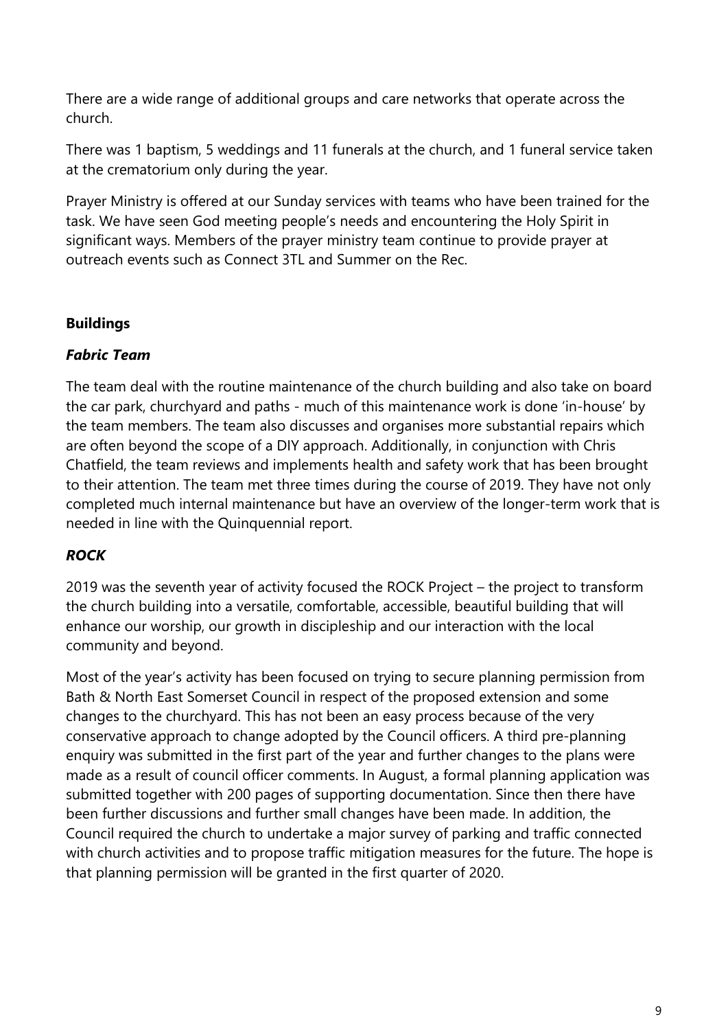There are a wide range of additional groups and care networks that operate across the church.

There was 1 baptism, 5 weddings and 11 funerals at the church, and 1 funeral service taken at the crematorium only during the year.

Prayer Ministry is offered at our Sunday services with teams who have been trained for the task. We have seen God meeting people's needs and encountering the Holy Spirit in significant ways. Members of the prayer ministry team continue to provide prayer at outreach events such as Connect 3TL and Summer on the Rec.

## Buildings

### *Fabric Team*

The team deal with the routine maintenance of the church building and also take on board the car park, churchyard and paths - much of this maintenance work is done 'in-house' by the team members. The team also discusses and organises more substantial repairs which are often beyond the scope of a DIY approach. Additionally, in conjunction with Chris Chatfield, the team reviews and implements health and safety work that has been brought to their attention. The team met three times during the course of 2019. They have not only completed much internal maintenance but have an overview of the longer-term work that is needed in line with the Quinquennial report.

### *ROCK*

2019 was the seventh year of activity focused the ROCK Project – the project to transform the church building into a versatile, comfortable, accessible, beautiful building that will enhance our worship, our growth in discipleship and our interaction with the local community and beyond.

Most of the year's activity has been focused on trying to secure planning permission from Bath & North East Somerset Council in respect of the proposed extension and some changes to the churchyard. This has not been an easy process because of the very conservative approach to change adopted by the Council officers. A third pre-planning enquiry was submitted in the first part of the year and further changes to the plans were made as a result of council officer comments. In August, a formal planning application was submitted together with 200 pages of supporting documentation. Since then there have been further discussions and further small changes have been made. In addition, the Council required the church to undertake a major survey of parking and traffic connected with church activities and to propose traffic mitigation measures for the future. The hope is that planning permission will be granted in the first quarter of 2020.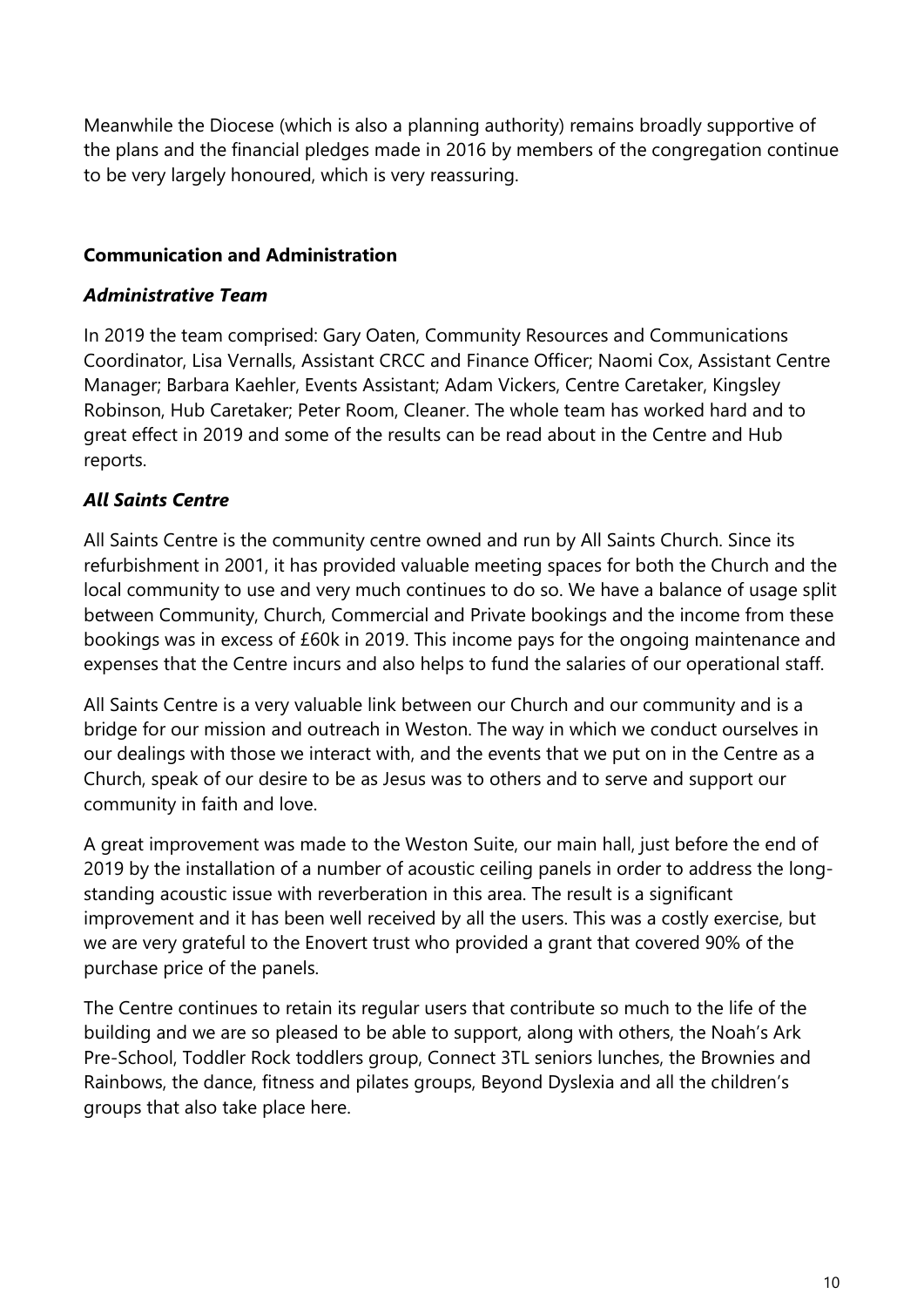Meanwhile the Diocese (which is also a planning authority) remains broadly supportive of the plans and the financial pledges made in 2016 by members of the congregation continue to be very largely honoured, which is very reassuring.

## Communication and Administration

### *Administrative Team*

In 2019 the team comprised: Gary Oaten, Community Resources and Communications Coordinator, Lisa Vernalls, Assistant CRCC and Finance Officer; Naomi Cox, Assistant Centre Manager; Barbara Kaehler, Events Assistant; Adam Vickers, Centre Caretaker, Kingsley Robinson, Hub Caretaker; Peter Room, Cleaner. The whole team has worked hard and to great effect in 2019 and some of the results can be read about in the Centre and Hub reports.

### *All Saints Centre*

All Saints Centre is the community centre owned and run by All Saints Church. Since its refurbishment in 2001, it has provided valuable meeting spaces for both the Church and the local community to use and very much continues to do so. We have a balance of usage split between Community, Church, Commercial and Private bookings and the income from these bookings was in excess of £60k in 2019. This income pays for the ongoing maintenance and expenses that the Centre incurs and also helps to fund the salaries of our operational staff.

All Saints Centre is a very valuable link between our Church and our community and is a bridge for our mission and outreach in Weston. The way in which we conduct ourselves in our dealings with those we interact with, and the events that we put on in the Centre as a Church, speak of our desire to be as Jesus was to others and to serve and support our community in faith and love.

A great improvement was made to the Weston Suite, our main hall, just before the end of 2019 by the installation of a number of acoustic ceiling panels in order to address the long-standing acoustic issue with reverberation in this area. The result is a significant improvement and it has been well received by all the users. This was a costly exercise, but we are very grateful to the Enovert trust who provided a grant that covered 90% of the purchase price of the panels.

The Centre continues to retain its regular users that contribute so much to the life of the building and we are so pleased to be able to support, along with others, the Noah's Ark Pre-School, Toddler Rock toddlers group, Connect 3TL seniors lunches, the Brownies and Rainbows, the dance, fitness and pilates groups, Beyond Dyslexia and all the children's groups that also take place here.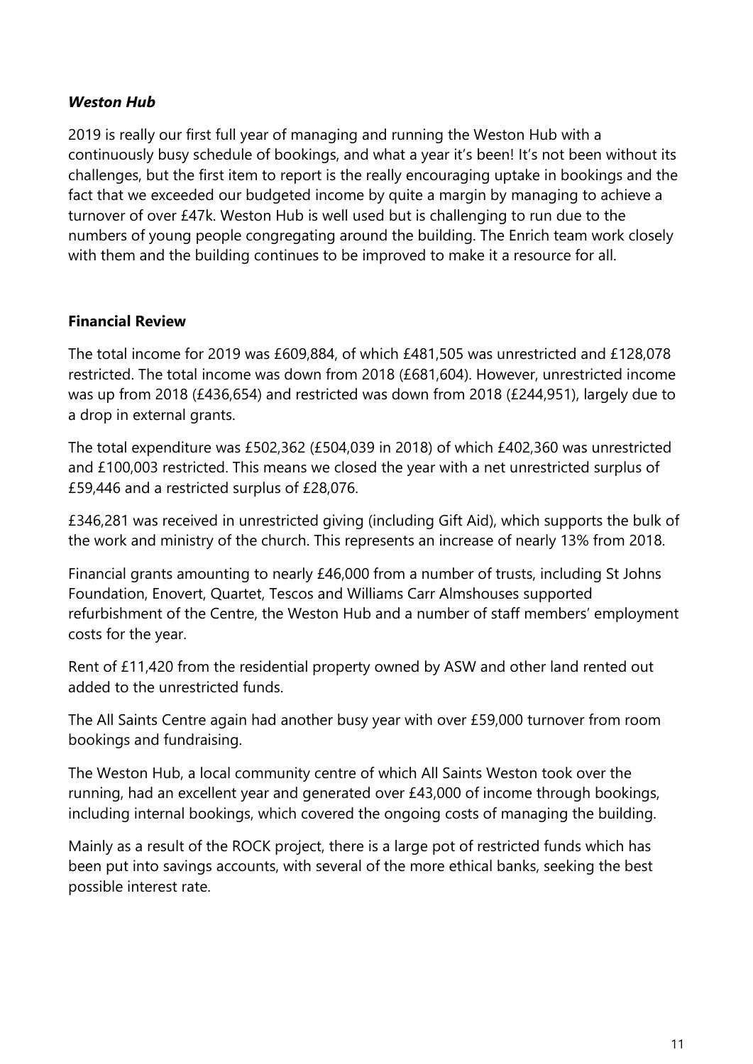### *Weston Hub*

2019 is really our first full year of managing and running the Weston Hub with a continuously busy schedule of bookings, and what a year it's been! It's not been without its challenges, but the first item to report is the really encouraging uptake in bookings and the fact that we exceeded our budgeted income by quite a margin by managing to achieve a turnover of over £47k. Weston Hub is well used but is challenging to run due to the numbers of young people congregating around the building. The Enrich team work closely with them and the building continues to be improved to make it a resource for all.

### Financial Review

The total income for 2019 was £609,884, of which £481,505 was unrestricted and £128,078 restricted. The total income was down from 2018 (£681,604). However, unrestricted income was up from 2018 (£436,654) and restricted was down from 2018 (£244,951), largely due to a drop in external grants.

The total expenditure was £502,362 (£504,039 in 2018) of which £402,360 was unrestricted and £100,003 restricted. This means we closed the year with a net unrestricted surplus of £59,446 and a restricted surplus of £28,076.

£346,281 was received in unrestricted giving (including Gift Aid), which supports the bulk of the work and ministry of the church. This represents an increase of nearly 13% from 2018.

Financial grants amounting to nearly £46,000 from a number of trusts, including St Johns Foundation, Enovert, Quartet, Tescos and Williams Carr Almshouses supported refurbishment of the Centre, the Weston Hub and a number of staff members' employment costs for the year.

Rent of £11,420 from the residential property owned by ASW and other land rented out added to the unrestricted funds.

The All Saints Centre again had another busy year with over £59,000 turnover from room bookings and fundraising.

The Weston Hub, a local community centre of which All Saints Weston took over the running, had an excellent year and generated over £43,000 of income through bookings, including internal bookings, which covered the ongoing costs of managing the building.

Mainly as a result of the ROCK project, there is a large pot of restricted funds which has been put into savings accounts, with several of the more ethical banks, seeking the best possible interest rate.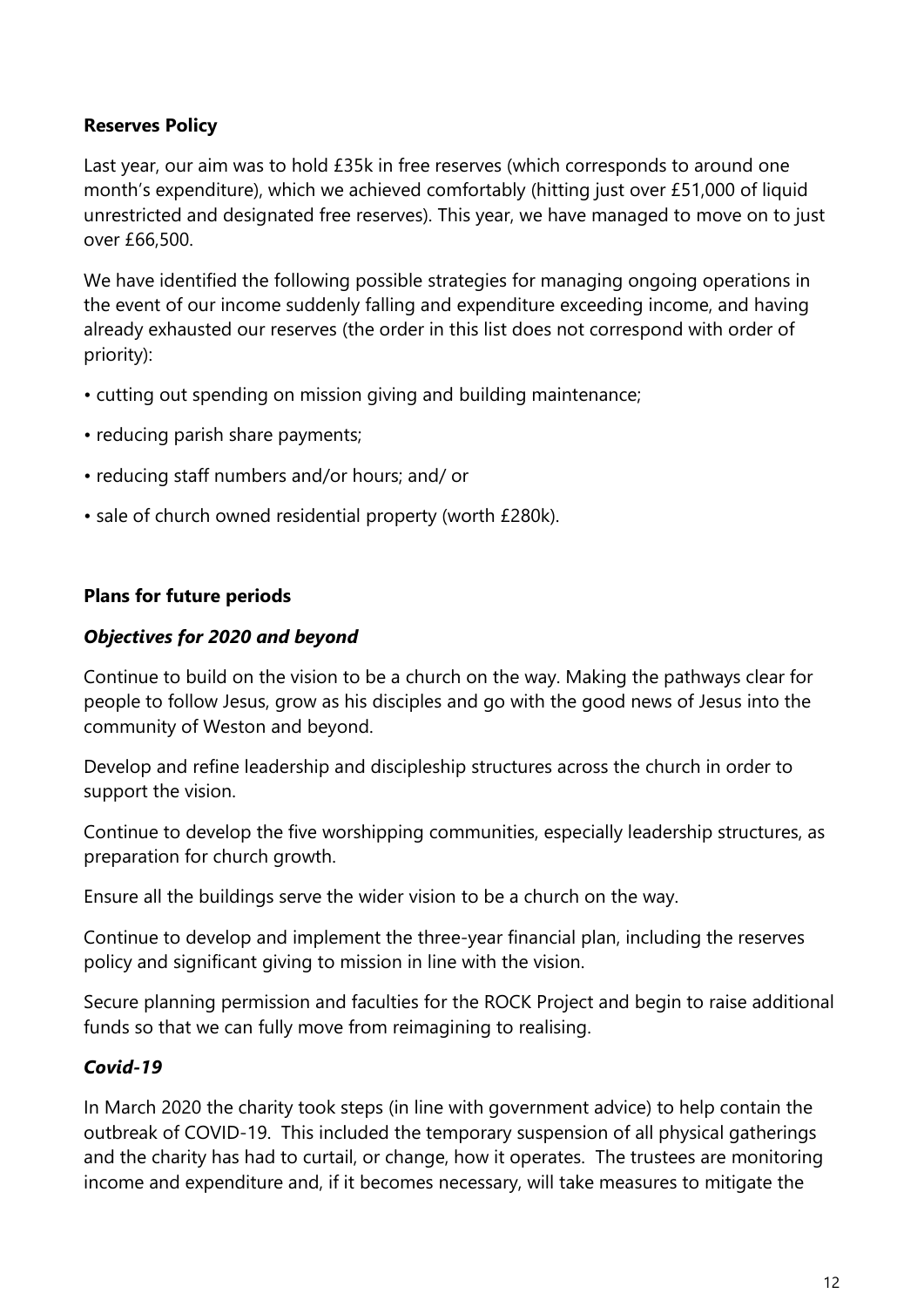**Reserves Policy**

Last year, our aim was to hold £35k in free reserves (which corresponds to around one month's expenditure), which we achieved comfortably (hitting just over £51,000 of liquid unrestricted and designated free reserves). This year, we have managed to move on to just over £66,500.

We have identified the following possible strategies for managing ongoing operations in the event of our income suddenly falling and expenditure exceeding income, and having already exhausted our reserves (the order in this list does not correspond with order of priority):

- cutting out spending on mission giving and building maintenance;
- reducing parish share payments;
- reducing staff numbers and/or hours; and/ or
- sale of church owned residential property (worth £280k).

**Plans for future periods**

***Objectives for 2020 and beyond***

Continue to build on the vision to be a church on the way. Making the pathways clear for people to follow Jesus, grow as his disciples and go with the good news of Jesus into the community of Weston and beyond.

Develop and refine leadership and discipleship structures across the church in order to support the vision.

Continue to develop the five worshipping communities, especially leadership structures, as preparation for church growth.

Ensure all the buildings serve the wider vision to be a church on the way.

Continue to develop and implement the three-year financial plan, including the reserves policy and significant giving to mission in line with the vision.

Secure planning permission and faculties for the ROCK Project and begin to raise additional funds so that we can fully move from reimagining to realising.

***Covid-19***

In March 2020 the charity took steps (in line with government advice) to help contain the outbreak of COVID-19. This included the temporary suspension of all physical gatherings and the charity has had to curtail, or change, how it operates. The trustees are monitoring income and expenditure and, if it becomes necessary, will take measures to mitigate the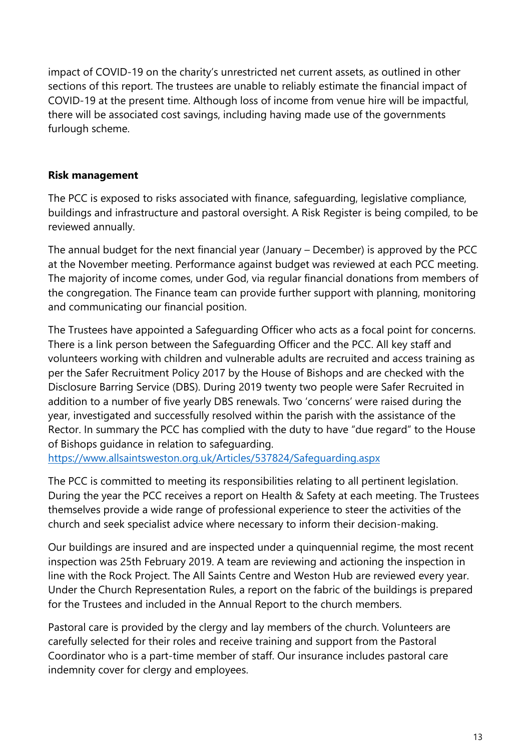impact of COVID-19 on the charity's unrestricted net current assets, as outlined in other sections of this report. The trustees are unable to reliably estimate the financial impact of COVID-19 at the present time. Although loss of income from venue hire will be impactful, there will be associated cost savings, including having made use of the governments furlough scheme.

**Risk management**

The PCC is exposed to risks associated with finance, safeguarding, legislative compliance, buildings and infrastructure and pastoral oversight. A Risk Register is being compiled, to be reviewed annually.

The annual budget for the next financial year (January – December) is approved by the PCC at the November meeting. Performance against budget was reviewed at each PCC meeting. The majority of income comes, under God, via regular financial donations from members of the congregation. The Finance team can provide further support with planning, monitoring and communicating our financial position.

The Trustees have appointed a Safeguarding Officer who acts as a focal point for concerns. There is a link person between the Safeguarding Officer and the PCC. All key staff and volunteers working with children and vulnerable adults are recruited and access training as per the Safer Recruitment Policy 2017 by the House of Bishops and are checked with the Disclosure Barring Service (DBS). During 2019 twenty two people were Safer Recruited in addition to a number of five yearly DBS renewals. Two 'concerns' were raised during the year, investigated and successfully resolved within the parish with the assistance of the Rector. In summary the PCC has complied with the duty to have "due regard" to the House of Bishops guidance in relation to safeguarding.
https://www.allsaintsweston.org.uk/Articles/537824/Safeguarding.aspx

The PCC is committed to meeting its responsibilities relating to all pertinent legislation. During the year the PCC receives a report on Health & Safety at each meeting. The Trustees themselves provide a wide range of professional experience to steer the activities of the church and seek specialist advice where necessary to inform their decision-making.

Our buildings are insured and are inspected under a quinquennial regime, the most recent inspection was 25th February 2019. A team are reviewing and actioning the inspection in line with the Rock Project. The All Saints Centre and Weston Hub are reviewed every year. Under the Church Representation Rules, a report on the fabric of the buildings is prepared for the Trustees and included in the Annual Report to the church members.

Pastoral care is provided by the clergy and lay members of the church. Volunteers are carefully selected for their roles and receive training and support from the Pastoral Coordinator who is a part-time member of staff. Our insurance includes pastoral care indemnity cover for clergy and employees.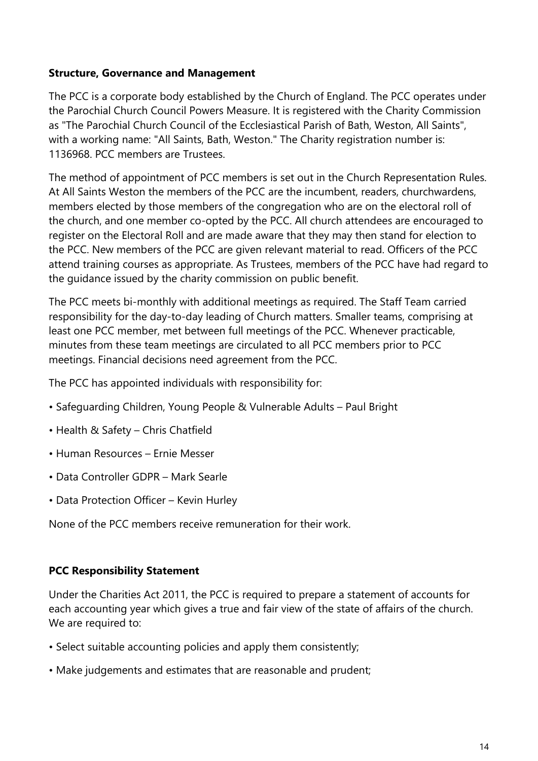**Structure, Governance and Management**

The PCC is a corporate body established by the Church of England. The PCC operates under the Parochial Church Council Powers Measure. It is registered with the Charity Commission as "The Parochial Church Council of the Ecclesiastical Parish of Bath, Weston, All Saints", with a working name: "All Saints, Bath, Weston." The Charity registration number is: 1136968. PCC members are Trustees.

The method of appointment of PCC members is set out in the Church Representation Rules. At All Saints Weston the members of the PCC are the incumbent, readers, churchwardens, members elected by those members of the congregation who are on the electoral roll of the church, and one member co-opted by the PCC. All church attendees are encouraged to register on the Electoral Roll and are made aware that they may then stand for election to the PCC. New members of the PCC are given relevant material to read. Officers of the PCC attend training courses as appropriate. As Trustees, members of the PCC have had regard to the guidance issued by the charity commission on public benefit.

The PCC meets bi-monthly with additional meetings as required. The Staff Team carried responsibility for the day-to-day leading of Church matters. Smaller teams, comprising at least one PCC member, met between full meetings of the PCC. Whenever practicable, minutes from these team meetings are circulated to all PCC members prior to PCC meetings. Financial decisions need agreement from the PCC.

The PCC has appointed individuals with responsibility for:

- Safeguarding Children, Young People & Vulnerable Adults – Paul Bright
- Health & Safety – Chris Chatfield
- Human Resources – Ernie Messer
- Data Controller GDPR – Mark Searle
- Data Protection Officer – Kevin Hurley

None of the PCC members receive remuneration for their work.

**PCC Responsibility Statement**

Under the Charities Act 2011, the PCC is required to prepare a statement of accounts for each accounting year which gives a true and fair view of the state of affairs of the church. We are required to:

- Select suitable accounting policies and apply them consistently;
- Make judgements and estimates that are reasonable and prudent;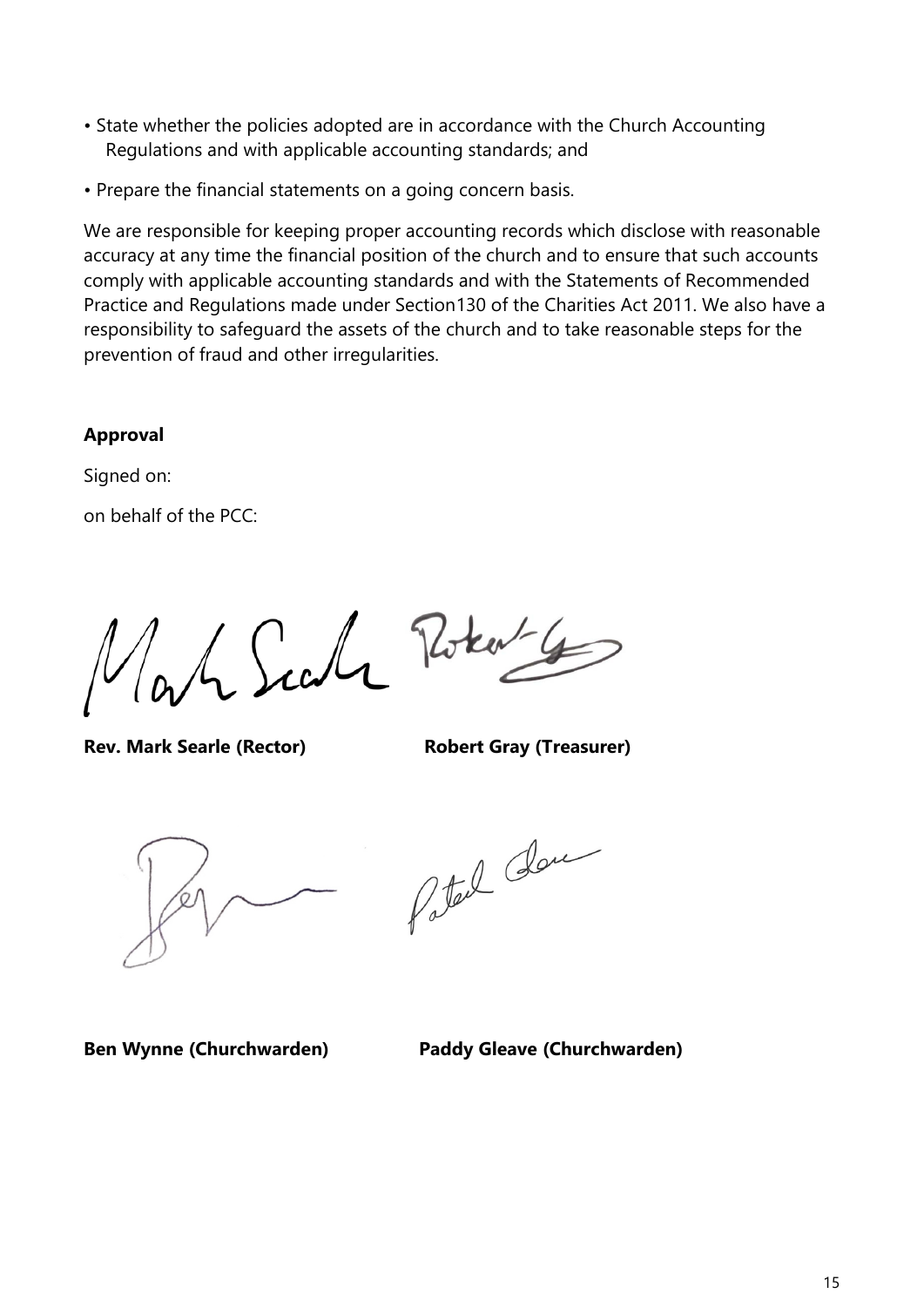- State whether the policies adopted are in accordance with the Church Accounting Regulations and with applicable accounting standards; and
- Prepare the financial statements on a going concern basis.

We are responsible for keeping proper accounting records which disclose with reasonable accuracy at any time the financial position of the church and to ensure that such accounts comply with applicable accounting standards and with the Statements of Recommended Practice and Regulations made under Section130 of the Charities Act 2011. We also have a responsibility to safeguard the assets of the church and to take reasonable steps for the prevention of fraud and other irregularities.

**Approval**

Signed on:

on behalf of the PCC:

**Rev. Mark Searle (Rector)** **Robert Gray (Treasurer)**

**Ben Wynne (Churchwarden)** **Paddy Gleave (Churchwarden)**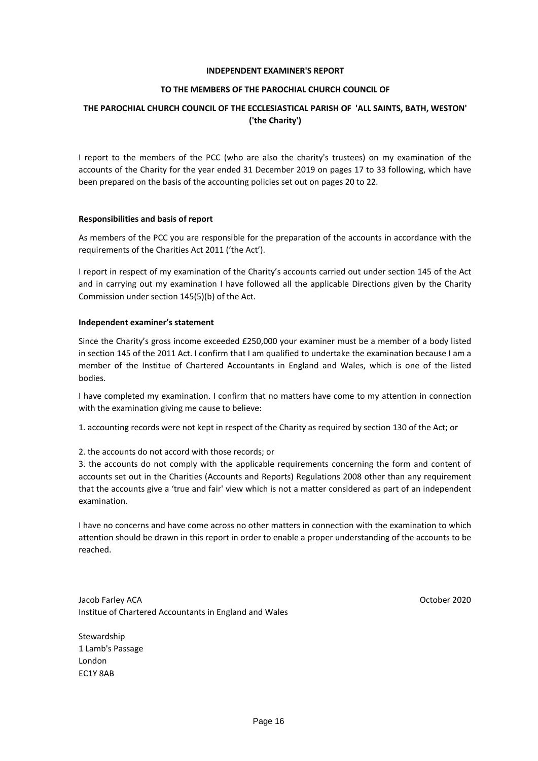**INDEPENDENT EXAMINER'S REPORT**

**TO THE MEMBERS OF THE PAROCHIAL CHURCH COUNCIL OF**

**THE PAROCHIAL CHURCH COUNCIL OF THE ECCLESIASTICAL PARISH OF 'ALL SAINTS, BATH, WESTON' ('the Charity')**

I report to the members of the PCC (who are also the charity's trustees) on my examination of the accounts of the Charity for the year ended 31 December 2019 on pages 17 to 33 following, which have been prepared on the basis of the accounting policies set out on pages 20 to 22.

**Responsibilities and basis of report**

As members of the PCC you are responsible for the preparation of the accounts in accordance with the requirements of the Charities Act 2011 ('the Act').

I report in respect of my examination of the Charity's accounts carried out under section 145 of the Act and in carrying out my examination I have followed all the applicable Directions given by the Charity Commission under section 145(5)(b) of the Act.

**Independent examiner's statement**

Since the Charity's gross income exceeded £250,000 your examiner must be a member of a body listed in section 145 of the 2011 Act. I confirm that I am qualified to undertake the examination because I am a member of the Institue of Chartered Accountants in England and Wales, which is one of the listed bodies.

I have completed my examination. I confirm that no matters have come to my attention in connection with the examination giving me cause to believe:

1. accounting records were not kept in respect of the Charity as required by section 130 of the Act; or

2. the accounts do not accord with those records; or
3. the accounts do not comply with the applicable requirements concerning the form and content of accounts set out in the Charities (Accounts and Reports) Regulations 2008 other than any requirement that the accounts give a 'true and fair' view which is not a matter considered as part of an independent examination.

I have no concerns and have come across no other matters in connection with the examination to which attention should be drawn in this report in order to enable a proper understanding of the accounts to be reached.

Jacob Farley ACA
Institue of Chartered Accountants in England and Wales

October 2020

Stewardship
1 Lamb's Passage
London
EC1Y 8AB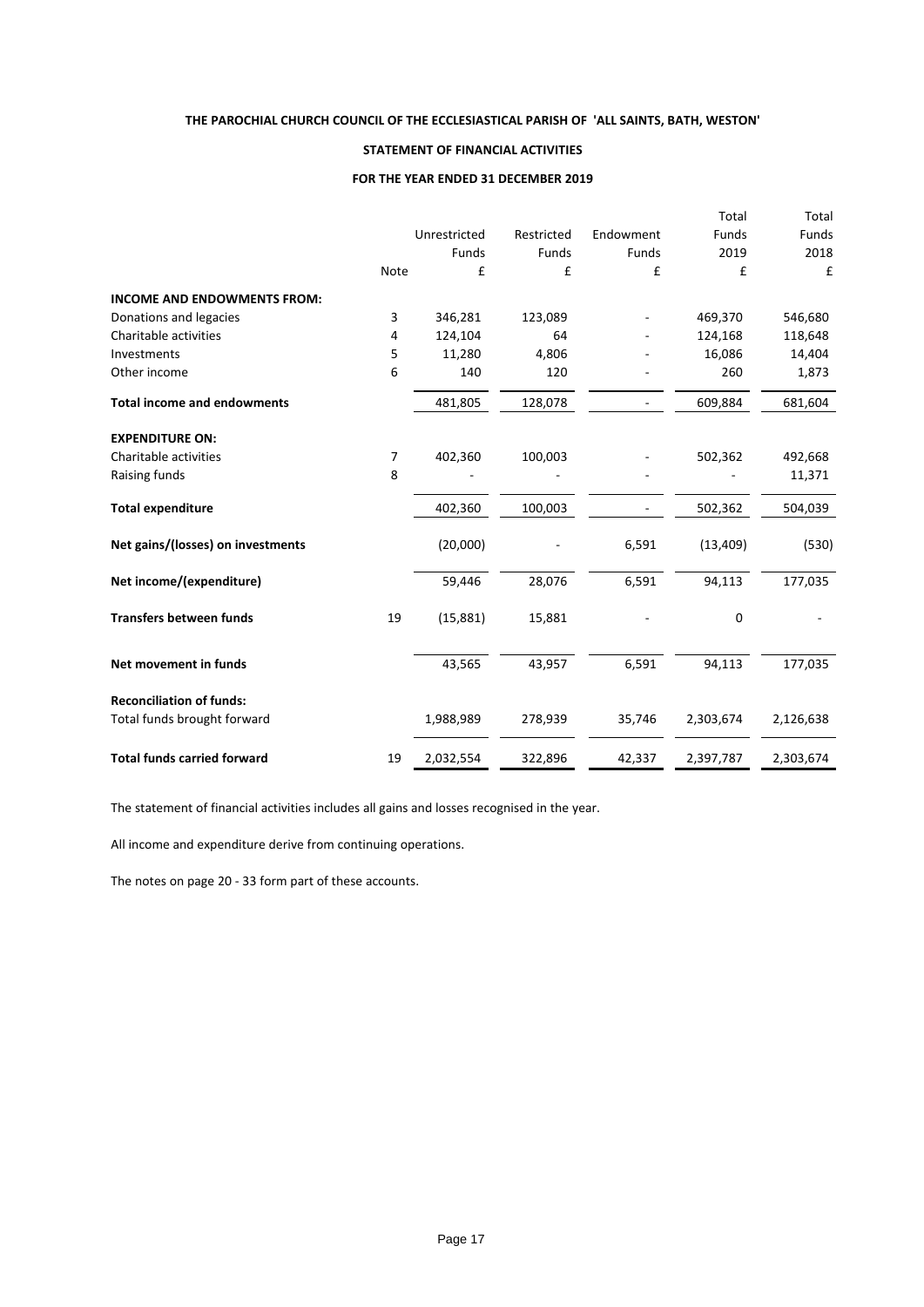**THE PAROCHIAL CHURCH COUNCIL OF THE ECCLESIASTICAL PARISH OF 'ALL SAINTS, BATH, WESTON'**

**STATEMENT OF FINANCIAL ACTIVITIES**

**FOR THE YEAR ENDED 31 DECEMBER 2019**

| | Note | Unrestricted Funds £ | Restricted Funds £ | Endowment Funds £ | Total Funds 2019 £ | Total Funds 2018 £ |
|---|---|---|---|---|---|---|
| **INCOME AND ENDOWMENTS FROM:** | | | | | | |
| Donations and legacies | 3 | 346,281 | 123,089 | - | 469,370 | 546,680 |
| Charitable activities | 4 | 124,104 | 64 | - | 124,168 | 118,648 |
| Investments | 5 | 11,280 | 4,806 | - | 16,086 | 14,404 |
| Other income | 6 | 140 | 120 | - | 260 | 1,873 |
| **Total income and endowments** | | 481,805 | 128,078 | - | 609,884 | 681,604 |
| **EXPENDITURE ON:** | | | | | | |
| Charitable activities | 7 | 402,360 | 100,003 | - | 502,362 | 492,668 |
| Raising funds | 8 | - | - | - | - | 11,371 |
| **Total expenditure** | | 402,360 | 100,003 | - | 502,362 | 504,039 |
| **Net gains/(losses) on investments** | | (20,000) | - | 6,591 | (13,409) | (530) |
| **Net income/(expenditure)** | | 59,446 | 28,076 | 6,591 | 94,113 | 177,035 |
| **Transfers between funds** | 19 | (15,881) | 15,881 | - | 0 | - |
| **Net movement in funds** | | 43,565 | 43,957 | 6,591 | 94,113 | 177,035 |
| **Reconciliation of funds:** | | | | | | |
| Total funds brought forward | | 1,988,989 | 278,939 | 35,746 | 2,303,674 | 2,126,638 |
| **Total funds carried forward** | 19 | 2,032,554 | 322,896 | 42,337 | 2,397,787 | 2,303,674 |

The statement of financial activities includes all gains and losses recognised in the year.

All income and expenditure derive from continuing operations.

The notes on page 20 - 33 form part of these accounts.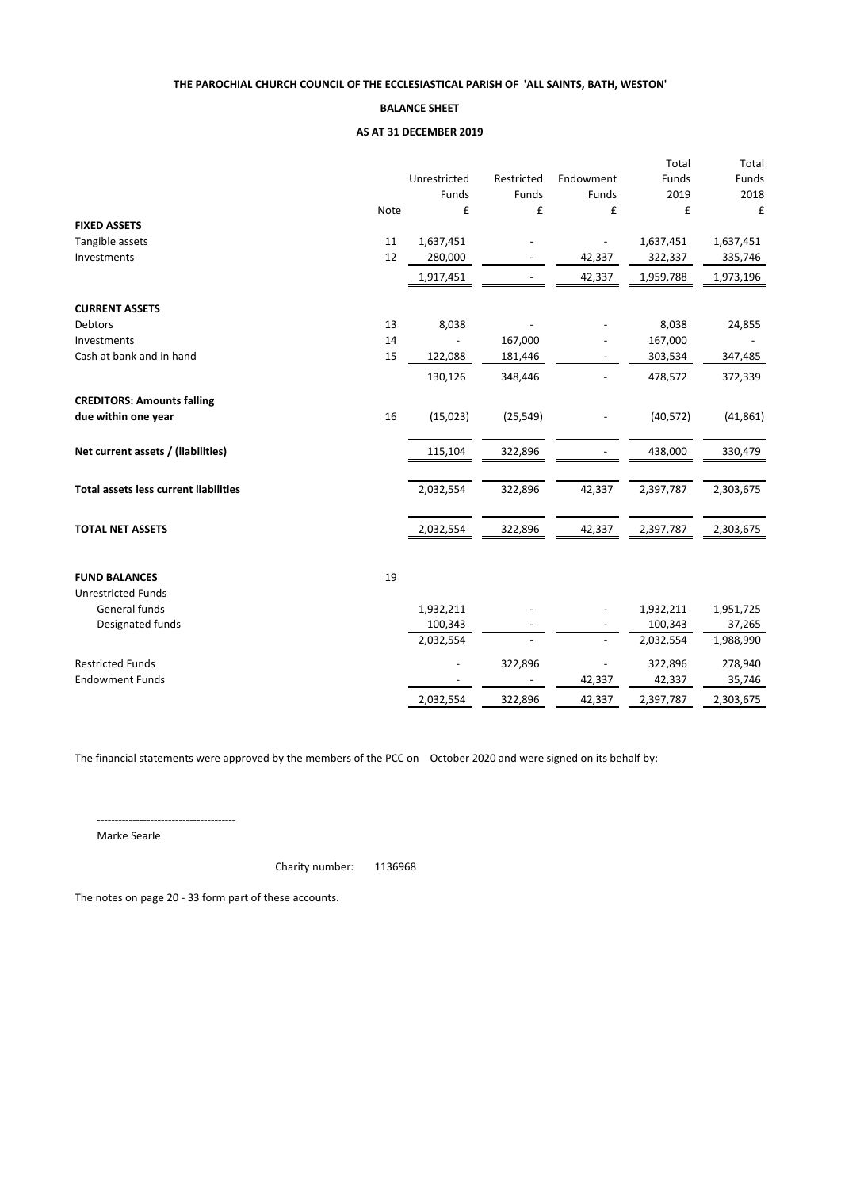**THE PAROCHIAL CHURCH COUNCIL OF THE ECCLESIASTICAL PARISH OF 'ALL SAINTS, BATH, WESTON'**

**BALANCE SHEET**

**AS AT 31 DECEMBER 2019**

| | Note | Unrestricted Funds £ | Restricted Funds £ | Endowment Funds £ | Total Funds 2019 £ | Total Funds 2018 £ |
|---|---|---|---|---|---|---|
| **FIXED ASSETS** | | | | | | |
| Tangible assets | 11 | 1,637,451 | - | - | 1,637,451 | 1,637,451 |
| Investments | 12 | 280,000 | - | 42,337 | 322,337 | 335,746 |
| | | 1,917,451 | - | 42,337 | 1,959,788 | 1,973,196 |
| **CURRENT ASSETS** | | | | | | |
| Debtors | 13 | 8,038 | - | - | 8,038 | 24,855 |
| Investments | 14 | - | 167,000 | - | 167,000 | - |
| Cash at bank and in hand | 15 | 122,088 | 181,446 | - | 303,534 | 347,485 |
| | | 130,126 | 348,446 | - | 478,572 | 372,339 |
| **CREDITORS: Amounts falling due within one year** | 16 | (15,023) | (25,549) | - | (40,572) | (41,861) |
| **Net current assets / (liabilities)** | | 115,104 | 322,896 | - | 438,000 | 330,479 |
| **Total assets less current liabilities** | | 2,032,554 | 322,896 | 42,337 | 2,397,787 | 2,303,675 |
| **TOTAL NET ASSETS** | | 2,032,554 | 322,896 | 42,337 | 2,397,787 | 2,303,675 |
| **FUND BALANCES** | 19 | | | | | |
| Unrestricted Funds | | | | | | |
| General funds | | 1,932,211 | - | - | 1,932,211 | 1,951,725 |
| Designated funds | | 100,343 | - | - | 100,343 | 37,265 |
| | | 2,032,554 | - | - | 2,032,554 | 1,988,990 |
| Restricted Funds | | - | 322,896 | - | 322,896 | 278,940 |
| Endowment Funds | | - | - | 42,337 | 42,337 | 35,746 |
| | | 2,032,554 | 322,896 | 42,337 | 2,397,787 | 2,303,675 |

The financial statements were approved by the members of the PCC on October 2020 and were signed on its behalf by:

---------------------------------------

Marke Searle

Charity number: 1136968

The notes on page 20 - 33 form part of these accounts.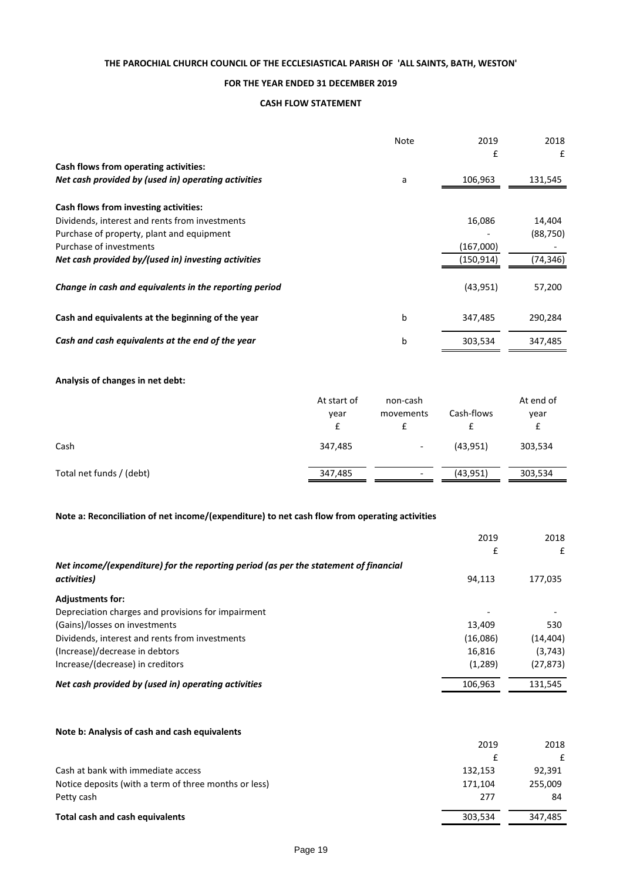**THE PAROCHIAL CHURCH COUNCIL OF THE ECCLESIASTICAL PARISH OF 'ALL SAINTS, BATH, WESTON'**

**FOR THE YEAR ENDED 31 DECEMBER 2019**

**CASH FLOW STATEMENT**

| | Note | 2019 | 2018 |
|---|---|---|---|
| | | £ | £ |
| **Cash flows from operating activities:** | | | |
| ***Net cash provided by (used in) operating activities*** | a | 106,963 | 131,545 |
| **Cash flows from investing activities:** | | | |
| Dividends, interest and rents from investments | | 16,086 | 14,404 |
| Purchase of property, plant and equipment | | - | (88,750) |
| Purchase of investments | | (167,000) | - |
| ***Net cash provided by/(used in) investing activities*** | | (150,914) | (74,346) |
| ***Change in cash and equivalents in the reporting period*** | | (43,951) | 57,200 |
| **Cash and equivalents at the beginning of the year** | b | 347,485 | 290,284 |
| ***Cash and cash equivalents at the end of the year*** | b | 303,534 | 347,485 |

**Analysis of changes in net debt:**

| | At start of year | non-cash movements | Cash-flows | At end of year |
|---|---|---|---|---|
| | £ | £ | £ | £ |
| Cash | 347,485 | - | (43,951) | 303,534 |
| Total net funds / (debt) | 347,485 | - | (43,951) | 303,534 |

**Note a: Reconciliation of net income/(expenditure) to net cash flow from operating activities**

| | 2019 | 2018 |
|---|---|---|
| | £ | £ |
| ***Net income/(expenditure) for the reporting period (as per the statement of financial activities)*** | 94,113 | 177,035 |
| **Adjustments for:** | | |
| Depreciation charges and provisions for impairment | - | - |
| (Gains)/losses on investments | 13,409 | 530 |
| Dividends, interest and rents from investments | (16,086) | (14,404) |
| (Increase)/decrease in debtors | 16,816 | (3,743) |
| Increase/(decrease) in creditors | (1,289) | (27,873) |
| ***Net cash provided by (used in) operating activities*** | 106,963 | 131,545 |

**Note b: Analysis of cash and cash equivalents**

| | 2019 | 2018 |
|---|---|---|
| | £ | £ |
| Cash at bank with immediate access | 132,153 | 92,391 |
| Notice deposits (with a term of three months or less) | 171,104 | 255,009 |
| Petty cash | 277 | 84 |
| **Total cash and cash equivalents** | 303,534 | 347,485 |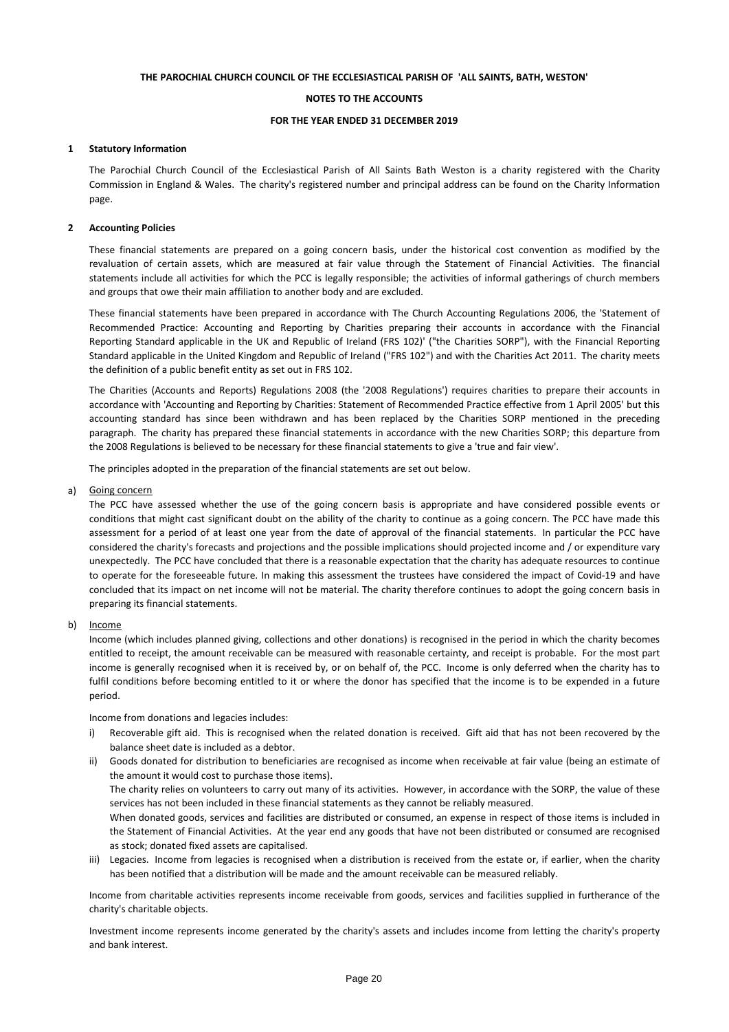**THE PAROCHIAL CHURCH COUNCIL OF THE ECCLESIASTICAL PARISH OF 'ALL SAINTS, BATH, WESTON'**

**NOTES TO THE ACCOUNTS**

**FOR THE YEAR ENDED 31 DECEMBER 2019**

**1 Statutory Information**

The Parochial Church Council of the Ecclesiastical Parish of All Saints Bath Weston is a charity registered with the Charity Commission in England & Wales. The charity's registered number and principal address can be found on the Charity Information page.

**2 Accounting Policies**

These financial statements are prepared on a going concern basis, under the historical cost convention as modified by the revaluation of certain assets, which are measured at fair value through the Statement of Financial Activities. The financial statements include all activities for which the PCC is legally responsible; the activities of informal gatherings of church members and groups that owe their main affiliation to another body and are excluded.

These financial statements have been prepared in accordance with The Church Accounting Regulations 2006, the 'Statement of Recommended Practice: Accounting and Reporting by Charities preparing their accounts in accordance with the Financial Reporting Standard applicable in the UK and Republic of Ireland (FRS 102)' ("the Charities SORP"), with the Financial Reporting Standard applicable in the United Kingdom and Republic of Ireland ("FRS 102") and with the Charities Act 2011. The charity meets the definition of a public benefit entity as set out in FRS 102.

The Charities (Accounts and Reports) Regulations 2008 (the '2008 Regulations') requires charities to prepare their accounts in accordance with 'Accounting and Reporting by Charities: Statement of Recommended Practice effective from 1 April 2005' but this accounting standard has since been withdrawn and has been replaced by the Charities SORP mentioned in the preceding paragraph. The charity has prepared these financial statements in accordance with the new Charities SORP; this departure from the 2008 Regulations is believed to be necessary for these financial statements to give a 'true and fair view'.

The principles adopted in the preparation of the financial statements are set out below.

a) Going concern

The PCC have assessed whether the use of the going concern basis is appropriate and have considered possible events or conditions that might cast significant doubt on the ability of the charity to continue as a going concern. The PCC have made this assessment for a period of at least one year from the date of approval of the financial statements. In particular the PCC have considered the charity's forecasts and projections and the possible implications should projected income and / or expenditure vary unexpectedly. The PCC have concluded that there is a reasonable expectation that the charity has adequate resources to continue to operate for the foreseeable future. In making this assessment the trustees have considered the impact of Covid-19 and have concluded that its impact on net income will not be material. The charity therefore continues to adopt the going concern basis in preparing its financial statements.

b) Income

Income (which includes planned giving, collections and other donations) is recognised in the period in which the charity becomes entitled to receipt, the amount receivable can be measured with reasonable certainty, and receipt is probable. For the most part income is generally recognised when it is received by, or on behalf of, the PCC. Income is only deferred when the charity has to fulfil conditions before becoming entitled to it or where the donor has specified that the income is to be expended in a future period.

Income from donations and legacies includes:

i) Recoverable gift aid. This is recognised when the related donation is received. Gift aid that has not been recovered by the balance sheet date is included as a debtor.

ii) Goods donated for distribution to beneficiaries are recognised as income when receivable at fair value (being an estimate of the amount it would cost to purchase those items).
The charity relies on volunteers to carry out many of its activities. However, in accordance with the SORP, the value of these services has not been included in these financial statements as they cannot be reliably measured.
When donated goods, services and facilities are distributed or consumed, an expense in respect of those items is included in the Statement of Financial Activities. At the year end any goods that have not been distributed or consumed are recognised as stock; donated fixed assets are capitalised.

iii) Legacies. Income from legacies is recognised when a distribution is received from the estate or, if earlier, when the charity has been notified that a distribution will be made and the amount receivable can be measured reliably.

Income from charitable activities represents income receivable from goods, services and facilities supplied in furtherance of the charity's charitable objects.

Investment income represents income generated by the charity's assets and includes income from letting the charity's property and bank interest.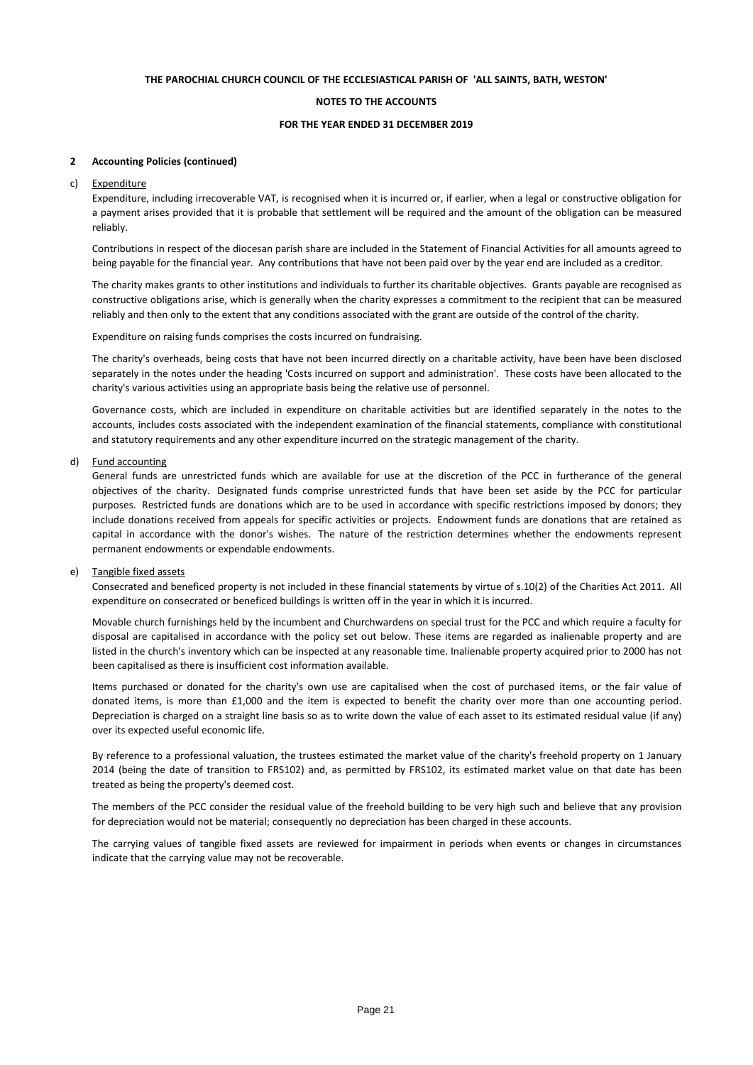THE PAROCHIAL CHURCH COUNCIL OF THE ECCLESIASTICAL PARISH OF 'ALL SAINTS, BATH, WESTON'

NOTES TO THE ACCOUNTS

FOR THE YEAR ENDED 31 DECEMBER 2019

**2 Accounting Policies (continued)**

c) Expenditure

Expenditure, including irrecoverable VAT, is recognised when it is incurred or, if earlier, when a legal or constructive obligation for a payment arises provided that it is probable that settlement will be required and the amount of the obligation can be measured reliably.

Contributions in respect of the diocesan parish share are included in the Statement of Financial Activities for all amounts agreed to being payable for the financial year. Any contributions that have not been paid over by the year end are included as a creditor.

The charity makes grants to other institutions and individuals to further its charitable objectives. Grants payable are recognised as constructive obligations arise, which is generally when the charity expresses a commitment to the recipient that can be measured reliably and then only to the extent that any conditions associated with the grant are outside of the control of the charity.

Expenditure on raising funds comprises the costs incurred on fundraising.

The charity's overheads, being costs that have not been incurred directly on a charitable activity, have been have been disclosed separately in the notes under the heading 'Costs incurred on support and administration'. These costs have been allocated to the charity's various activities using an appropriate basis being the relative use of personnel.

Governance costs, which are included in expenditure on charitable activities but are identified separately in the notes to the accounts, includes costs associated with the independent examination of the financial statements, compliance with constitutional and statutory requirements and any other expenditure incurred on the strategic management of the charity.

d) Fund accounting

General funds are unrestricted funds which are available for use at the discretion of the PCC in furtherance of the general objectives of the charity. Designated funds comprise unrestricted funds that have been set aside by the PCC for particular purposes. Restricted funds are donations which are to be used in accordance with specific restrictions imposed by donors; they include donations received from appeals for specific activities or projects. Endowment funds are donations that are retained as capital in accordance with the donor's wishes. The nature of the restriction determines whether the endowments represent permanent endowments or expendable endowments.

e) Tangible fixed assets

Consecrated and beneficed property is not included in these financial statements by virtue of s.10(2) of the Charities Act 2011. All expenditure on consecrated or beneficed buildings is written off in the year in which it is incurred.

Movable church furnishings held by the incumbent and Churchwardens on special trust for the PCC and which require a faculty for disposal are capitalised in accordance with the policy set out below. These items are regarded as inalienable property and are listed in the church's inventory which can be inspected at any reasonable time. Inalienable property acquired prior to 2000 has not been capitalised as there is insufficient cost information available.

Items purchased or donated for the charity's own use are capitalised when the cost of purchased items, or the fair value of donated items, is more than £1,000 and the item is expected to benefit the charity over more than one accounting period. Depreciation is charged on a straight line basis so as to write down the value of each asset to its estimated residual value (if any) over its expected useful economic life.

By reference to a professional valuation, the trustees estimated the market value of the charity's freehold property on 1 January 2014 (being the date of transition to FRS102) and, as permitted by FRS102, its estimated market value on that date has been treated as being the property's deemed cost.

The members of the PCC consider the residual value of the freehold building to be very high such and believe that any provision for depreciation would not be material; consequently no depreciation has been charged in these accounts.

The carrying values of tangible fixed assets are reviewed for impairment in periods when events or changes in circumstances indicate that the carrying value may not be recoverable.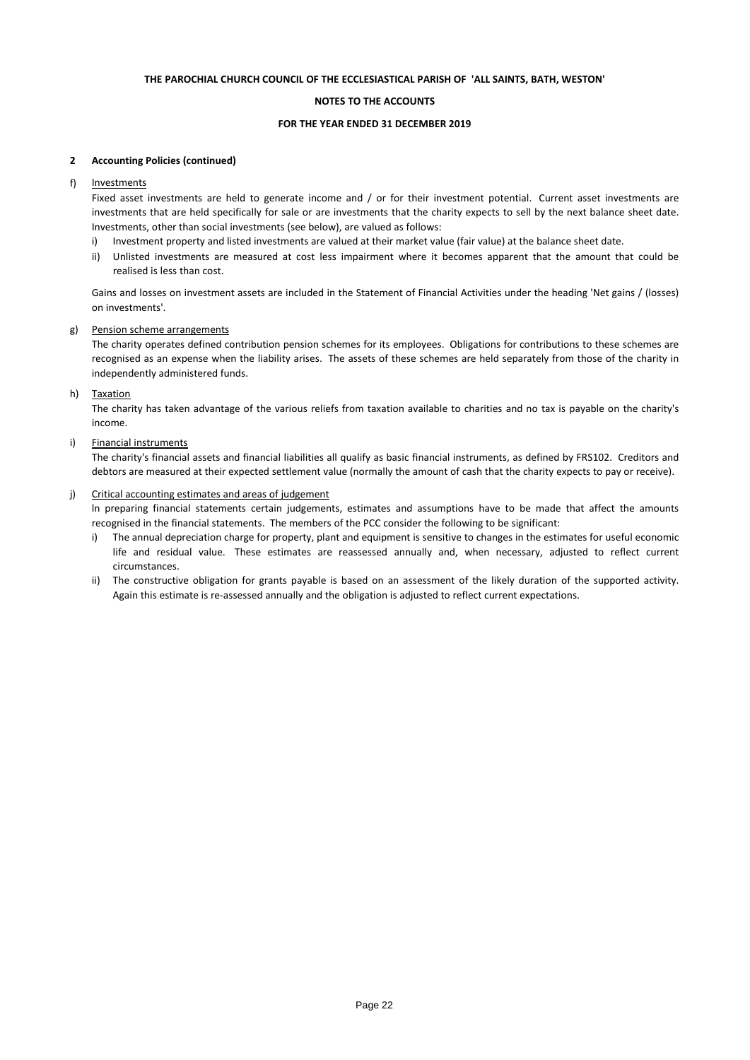THE PAROCHIAL CHURCH COUNCIL OF THE ECCLESIASTICAL PARISH OF 'ALL SAINTS, BATH, WESTON'

**NOTES TO THE ACCOUNTS**

**FOR THE YEAR ENDED 31 DECEMBER 2019**

**2 Accounting Policies (continued)**

f) Investments

Fixed asset investments are held to generate income and / or for their investment potential. Current asset investments are investments that are held specifically for sale or are investments that the charity expects to sell by the next balance sheet date. Investments, other than social investments (see below), are valued as follows:

i) Investment property and listed investments are valued at their market value (fair value) at the balance sheet date.

ii) Unlisted investments are measured at cost less impairment where it becomes apparent that the amount that could be realised is less than cost.

Gains and losses on investment assets are included in the Statement of Financial Activities under the heading 'Net gains / (losses) on investments'.

g) Pension scheme arrangements

The charity operates defined contribution pension schemes for its employees. Obligations for contributions to these schemes are recognised as an expense when the liability arises. The assets of these schemes are held separately from those of the charity in independently administered funds.

h) Taxation

The charity has taken advantage of the various reliefs from taxation available to charities and no tax is payable on the charity's income.

i) Financial instruments

The charity's financial assets and financial liabilities all qualify as basic financial instruments, as defined by FRS102. Creditors and debtors are measured at their expected settlement value (normally the amount of cash that the charity expects to pay or receive).

j) Critical accounting estimates and areas of judgement

ln preparing financial statements certain judgements, estimates and assumptions have to be made that affect the amounts recognised in the financial statements. The members of the PCC consider the following to be significant:

i) The annual depreciation charge for property, plant and equipment is sensitive to changes in the estimates for useful economic life and residual value. These estimates are reassessed annually and, when necessary, adjusted to reflect current circumstances.

ii) The constructive obligation for grants payable is based on an assessment of the likely duration of the supported activity. Again this estimate is re-assessed annually and the obligation is adjusted to reflect current expectations.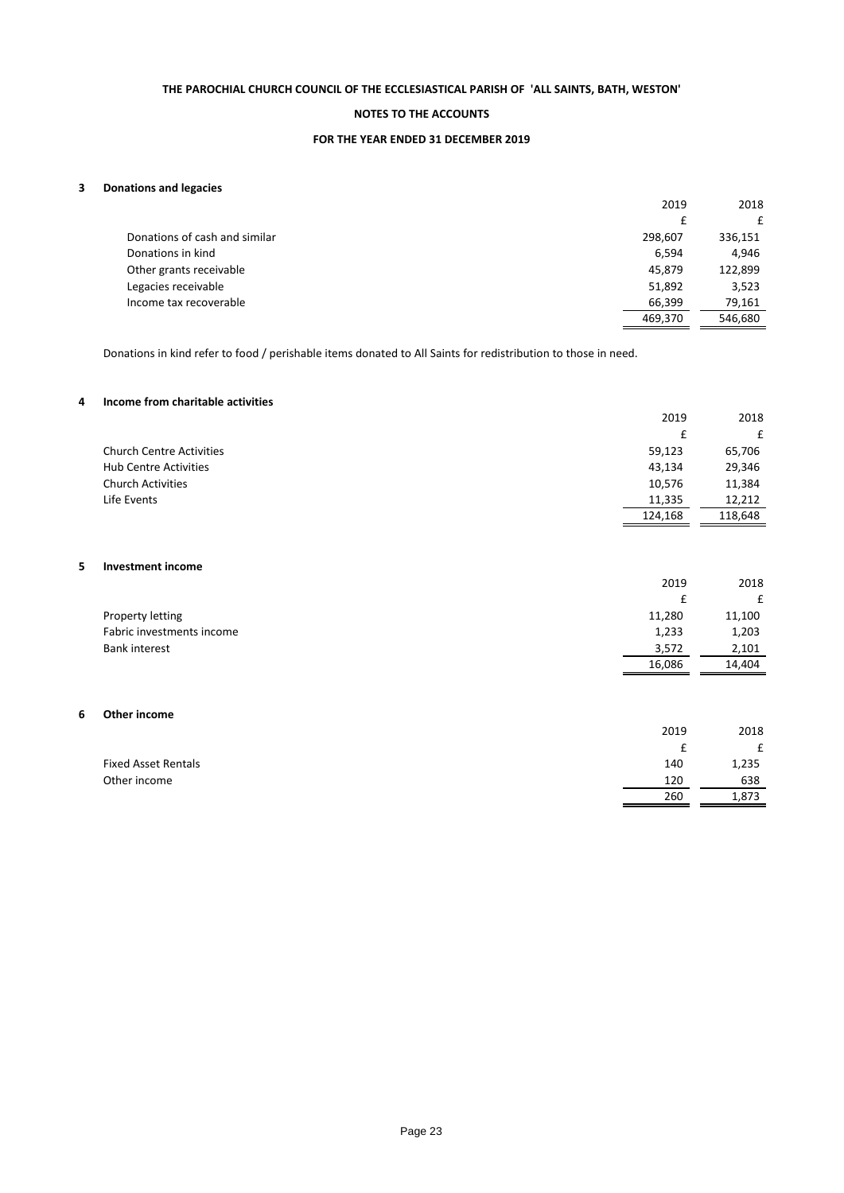**THE PAROCHIAL CHURCH COUNCIL OF THE ECCLESIASTICAL PARISH OF 'ALL SAINTS, BATH, WESTON'**

**NOTES TO THE ACCOUNTS**

**FOR THE YEAR ENDED 31 DECEMBER 2019**

## 3 Donations and legacies

| | 2019 | 2018 |
|---|---|---|
| | £ | £ |
| Donations of cash and similar | 298,607 | 336,151 |
| Donations in kind | 6,594 | 4,946 |
| Other grants receivable | 45,879 | 122,899 |
| Legacies receivable | 51,892 | 3,523 |
| Income tax recoverable | 66,399 | 79,161 |
| | 469,370 | 546,680 |

Donations in kind refer to food / perishable items donated to All Saints for redistribution to those in need.

## 4 Income from charitable activities

| | 2019 | 2018 |
|---|---|---|
| | £ | £ |
| Church Centre Activities | 59,123 | 65,706 |
| Hub Centre Activities | 43,134 | 29,346 |
| Church Activities | 10,576 | 11,384 |
| Life Events | 11,335 | 12,212 |
| | 124,168 | 118,648 |

## 5 Investment income

| | 2019 | 2018 |
|---|---|---|
| | £ | £ |
| Property letting | 11,280 | 11,100 |
| Fabric investments income | 1,233 | 1,203 |
| Bank interest | 3,572 | 2,101 |
| | 16,086 | 14,404 |

## 6 Other income

| | 2019 | 2018 |
|---|---|---|
| | £ | £ |
| Fixed Asset Rentals | 140 | 1,235 |
| Other income | 120 | 638 |
| | 260 | 1,873 |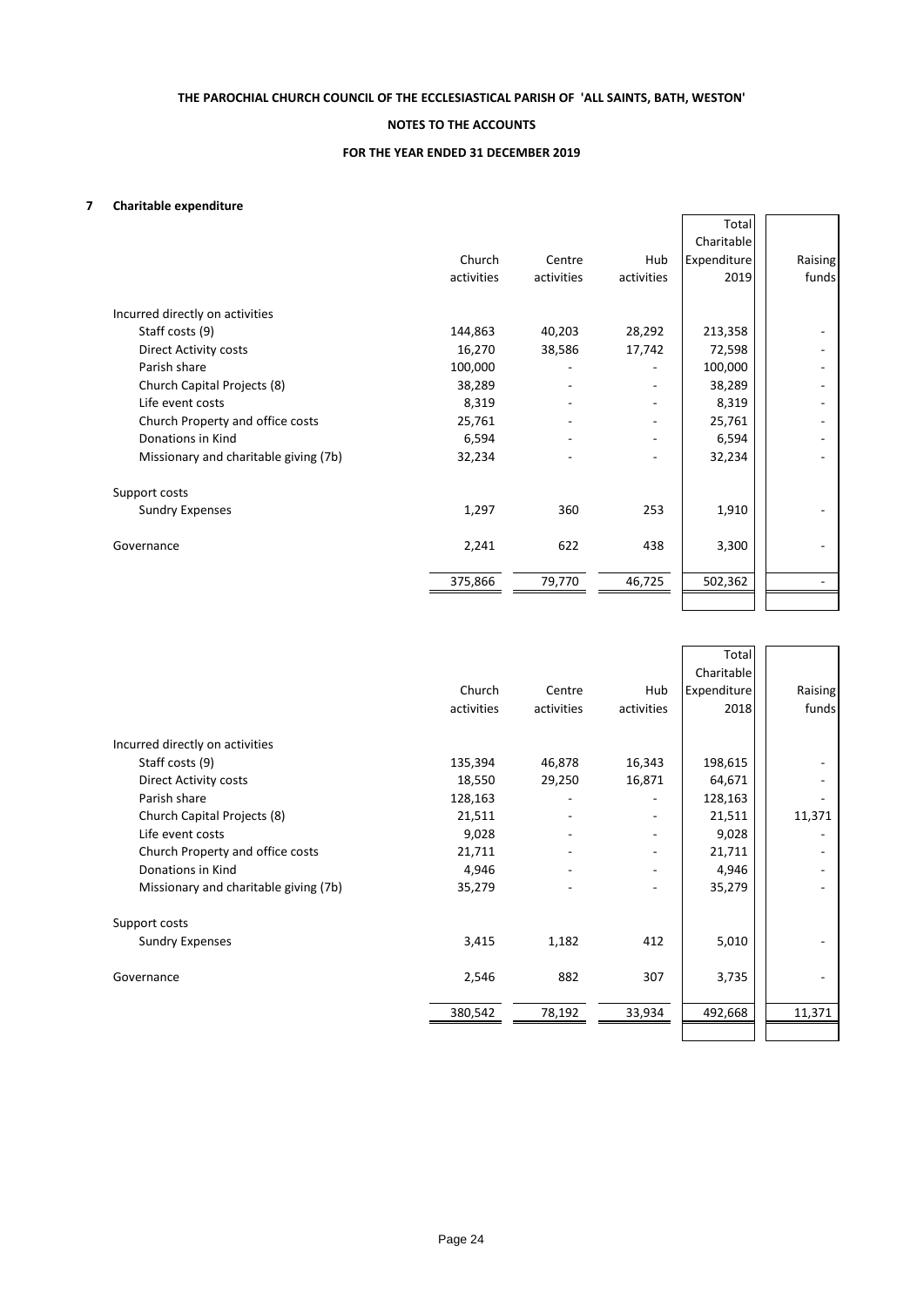**THE PAROCHIAL CHURCH COUNCIL OF THE ECCLESIASTICAL PARISH OF 'ALL SAINTS, BATH, WESTON'**

**NOTES TO THE ACCOUNTS**

**FOR THE YEAR ENDED 31 DECEMBER 2019**

## 7 Charitable expenditure

| | Church activities | Centre activities | Hub activities | Total Charitable Expenditure 2019 | Raising funds |
|---|---|---|---|---|---|
| Incurred directly on activities | | | | | |
| Staff costs (9) | 144,863 | 40,203 | 28,292 | 213,358 | - |
| Direct Activity costs | 16,270 | 38,586 | 17,742 | 72,598 | - |
| Parish share | 100,000 | - | - | 100,000 | - |
| Church Capital Projects (8) | 38,289 | - | - | 38,289 | - |
| Life event costs | 8,319 | - | - | 8,319 | - |
| Church Property and office costs | 25,761 | - | - | 25,761 | - |
| Donations in Kind | 6,594 | - | - | 6,594 | - |
| Missionary and charitable giving (7b) | 32,234 | - | - | 32,234 | - |
| Support costs | | | | | |
| Sundry Expenses | 1,297 | 360 | 253 | 1,910 | - |
| Governance | 2,241 | 622 | 438 | 3,300 | - |
| | 375,866 | 79,770 | 46,725 | 502,362 | - |

| | Church activities | Centre activities | Hub activities | Total Charitable Expenditure 2018 | Raising funds |
|---|---|---|---|---|---|
| Incurred directly on activities | | | | | |
| Staff costs (9) | 135,394 | 46,878 | 16,343 | 198,615 | - |
| Direct Activity costs | 18,550 | 29,250 | 16,871 | 64,671 | - |
| Parish share | 128,163 | - | - | 128,163 | - |
| Church Capital Projects (8) | 21,511 | - | - | 21,511 | 11,371 |
| Life event costs | 9,028 | - | - | 9,028 | - |
| Church Property and office costs | 21,711 | - | - | 21,711 | - |
| Donations in Kind | 4,946 | - | - | 4,946 | - |
| Missionary and charitable giving (7b) | 35,279 | - | - | 35,279 | - |
| Support costs | | | | | |
| Sundry Expenses | 3,415 | 1,182 | 412 | 5,010 | - |
| Governance | 2,546 | 882 | 307 | 3,735 | - |
| | 380,542 | 78,192 | 33,934 | 492,668 | 11,371 |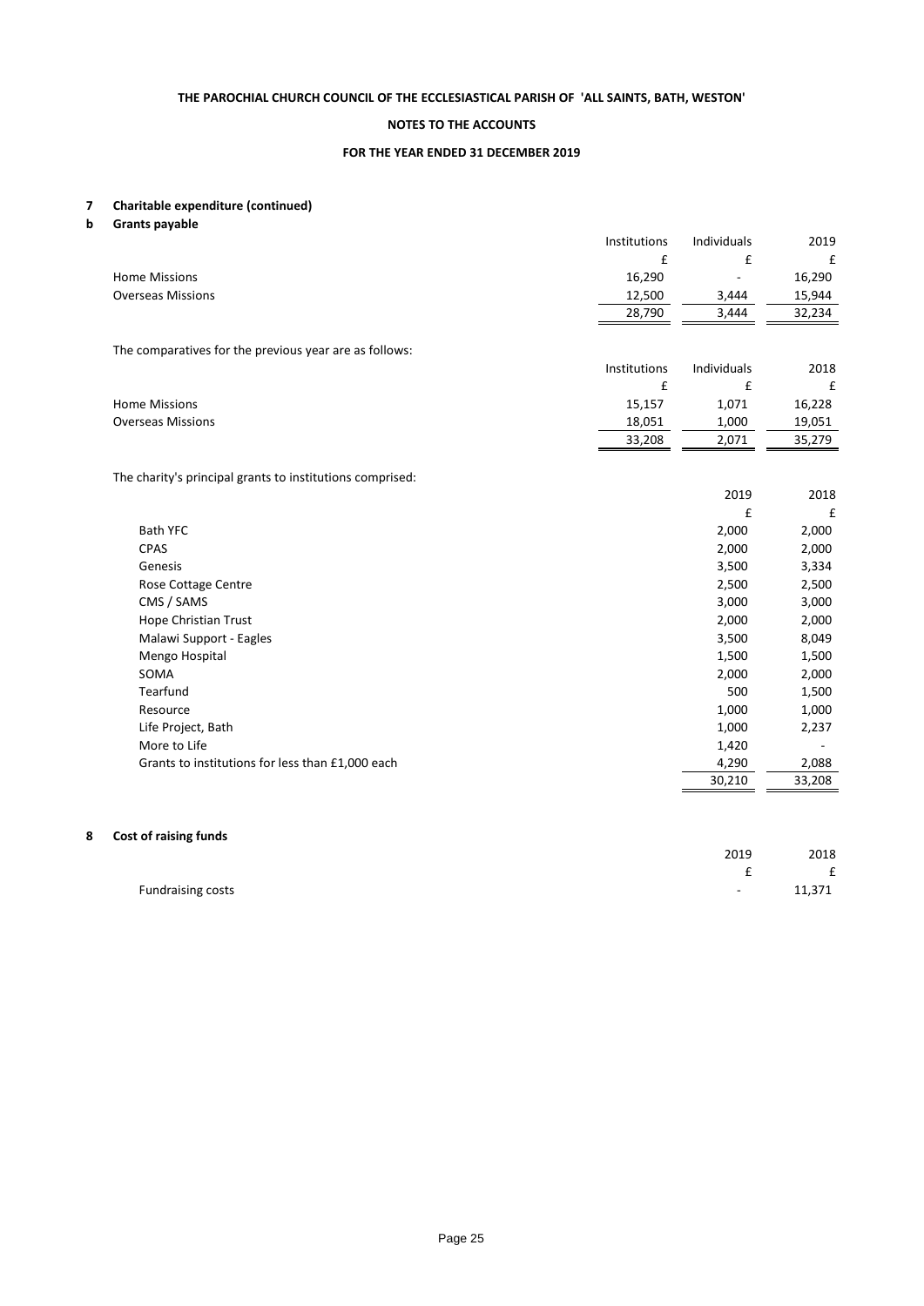**THE PAROCHIAL CHURCH COUNCIL OF THE ECCLESIASTICAL PARISH OF 'ALL SAINTS, BATH, WESTON'**

**NOTES TO THE ACCOUNTS**

**FOR THE YEAR ENDED 31 DECEMBER 2019**

## 7 Charitable expenditure (continued)

### b Grants payable

| | Institutions | Individuals | 2019 |
|---|---|---|---|
| | £ | £ | £ |
| Home Missions | 16,290 | - | 16,290 |
| Overseas Missions | 12,500 | 3,444 | 15,944 |
| | 28,790 | 3,444 | 32,234 |

The comparatives for the previous year are as follows:

| | Institutions | Individuals | 2018 |
|---|---|---|---|
| | £ | £ | £ |
| Home Missions | 15,157 | 1,071 | 16,228 |
| Overseas Missions | 18,051 | 1,000 | 19,051 |
| | 33,208 | 2,071 | 35,279 |

The charity's principal grants to institutions comprised:

| | 2019 | 2018 |
|---|---|---|
| | £ | £ |
| Bath YFC | 2,000 | 2,000 |
| CPAS | 2,000 | 2,000 |
| Genesis | 3,500 | 3,334 |
| Rose Cottage Centre | 2,500 | 2,500 |
| CMS / SAMS | 3,000 | 3,000 |
| Hope Christian Trust | 2,000 | 2,000 |
| Malawi Support - Eagles | 3,500 | 8,049 |
| Mengo Hospital | 1,500 | 1,500 |
| SOMA | 2,000 | 2,000 |
| Tearfund | 500 | 1,500 |
| Resource | 1,000 | 1,000 |
| Life Project, Bath | 1,000 | 2,237 |
| More to Life | 1,420 | - |
| Grants to institutions for less than £1,000 each | 4,290 | 2,088 |
| | 30,210 | 33,208 |

## 8 Cost of raising funds

| | 2019 | 2018 |
|---|---|---|
| | £ | £ |
| Fundraising costs | - | 11,371 |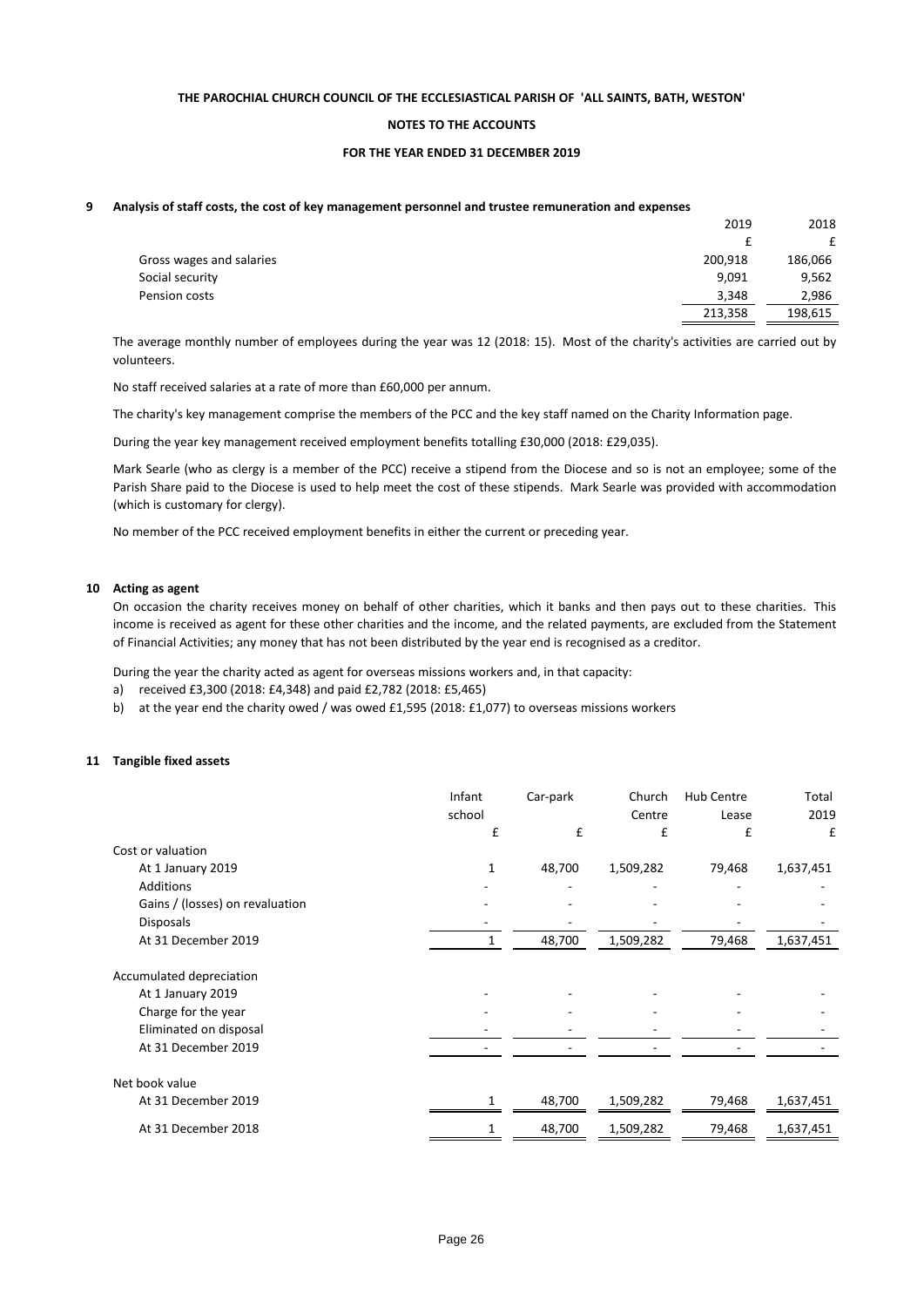**THE PAROCHIAL CHURCH COUNCIL OF THE ECCLESIASTICAL PARISH OF 'ALL SAINTS, BATH, WESTON'**

**NOTES TO THE ACCOUNTS**

**FOR THE YEAR ENDED 31 DECEMBER 2019**

## 9 Analysis of staff costs, the cost of key management personnel and trustee remuneration and expenses

| | 2019 | 2018 |
|---|---|---|
| | £ | £ |
| Gross wages and salaries | 200,918 | 186,066 |
| Social security | 9,091 | 9,562 |
| Pension costs | 3,348 | 2,986 |
| | 213,358 | 198,615 |

The average monthly number of employees during the year was 12 (2018: 15). Most of the charity's activities are carried out by volunteers.

No staff received salaries at a rate of more than £60,000 per annum.

The charity's key management comprise the members of the PCC and the key staff named on the Charity Information page.

During the year key management received employment benefits totalling £30,000 (2018: £29,035).

Mark Searle (who as clergy is a member of the PCC) receive a stipend from the Diocese and so is not an employee; some of the Parish Share paid to the Diocese is used to help meet the cost of these stipends. Mark Searle was provided with accommodation (which is customary for clergy).

No member of the PCC received employment benefits in either the current or preceding year.

## 10 Acting as agent

On occasion the charity receives money on behalf of other charities, which it banks and then pays out to these charities. This income is received as agent for these other charities and the income, and the related payments, are excluded from the Statement of Financial Activities; any money that has not been distributed by the year end is recognised as a creditor.

During the year the charity acted as agent for overseas missions workers and, in that capacity:

a) received £3,300 (2018: £4,348) and paid £2,782 (2018: £5,465)

b) at the year end the charity owed / was owed £1,595 (2018: £1,077) to overseas missions workers

## 11 Tangible fixed assets

| | Infant school | Car-park | Church Centre | Hub Centre Lease | Total 2019 |
|---|---|---|---|---|---|
| | £ | £ | £ | £ | £ |
| **Cost or valuation** | | | | | |
| At 1 January 2019 | 1 | 48,700 | 1,509,282 | 79,468 | 1,637,451 |
| Additions | - | - | - | - | - |
| Gains / (losses) on revaluation | - | - | - | - | - |
| Disposals | - | - | - | - | - |
| At 31 December 2019 | 1 | 48,700 | 1,509,282 | 79,468 | 1,637,451 |
| **Accumulated depreciation** | | | | | |
| At 1 January 2019 | - | - | - | - | - |
| Charge for the year | - | - | - | - | - |
| Eliminated on disposal | - | - | - | - | - |
| At 31 December 2019 | - | - | - | - | - |
| **Net book value** | | | | | |
| At 31 December 2019 | 1 | 48,700 | 1,509,282 | 79,468 | 1,637,451 |
| At 31 December 2018 | 1 | 48,700 | 1,509,282 | 79,468 | 1,637,451 |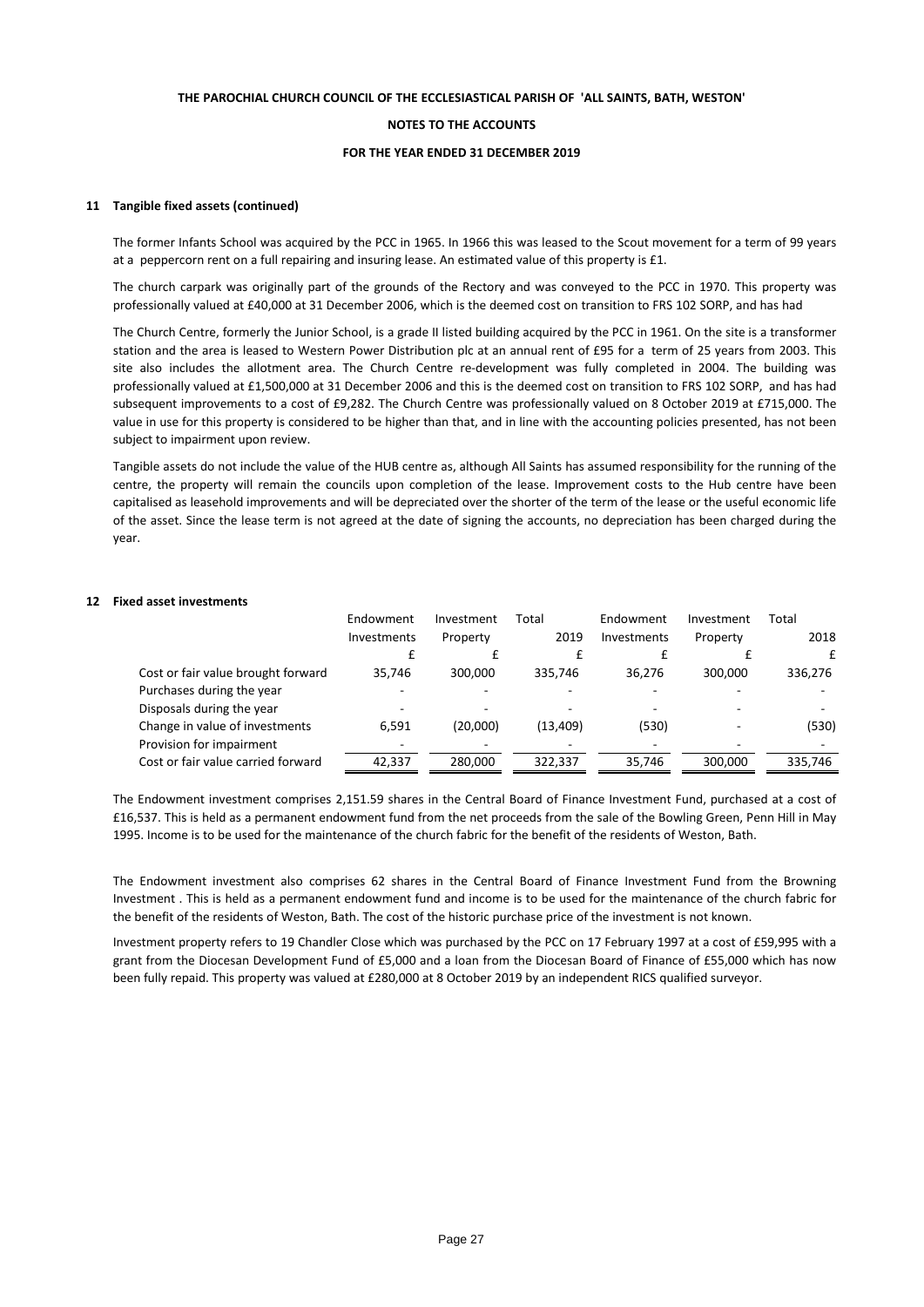**THE PAROCHIAL CHURCH COUNCIL OF THE ECCLESIASTICAL PARISH OF 'ALL SAINTS, BATH, WESTON'**

**NOTES TO THE ACCOUNTS**

**FOR THE YEAR ENDED 31 DECEMBER 2019**

**11 Tangible fixed assets (continued)**

The former Infants School was acquired by the PCC in 1965. In 1966 this was leased to the Scout movement for a term of 99 years at a peppercorn rent on a full repairing and insuring lease. An estimated value of this property is £1.

The church carpark was originally part of the grounds of the Rectory and was conveyed to the PCC in 1970. This property was professionally valued at £40,000 at 31 December 2006, which is the deemed cost on transition to FRS 102 SORP, and has had

The Church Centre, formerly the Junior School, is a grade II listed building acquired by the PCC in 1961. On the site is a transformer station and the area is leased to Western Power Distribution plc at an annual rent of £95 for a term of 25 years from 2003. This site also includes the allotment area. The Church Centre re-development was fully completed in 2004. The building was professionally valued at £1,500,000 at 31 December 2006 and this is the deemed cost on transition to FRS 102 SORP, and has had subsequent improvements to a cost of £9,282. The Church Centre was professionally valued on 8 October 2019 at £715,000. The value in use for this property is considered to be higher than that, and in line with the accounting policies presented, has not been subject to impairment upon review.

Tangible assets do not include the value of the HUB centre as, although All Saints has assumed responsibility for the running of the centre, the property will remain the councils upon completion of the lease. Improvement costs to the Hub centre have been capitalised as leasehold improvements and will be depreciated over the shorter of the term of the lease or the useful economic life of the asset. Since the lease term is not agreed at the date of signing the accounts, no depreciation has been charged during the year.

**12 Fixed asset investments**

| | Endowment Investments | Investment Property | Total 2019 | Endowment Investments | Investment Property | Total 2018 |
|---|---|---|---|---|---|---|
| | £ | £ | £ | £ | £ | £ |
| Cost or fair value brought forward | 35,746 | 300,000 | 335,746 | 36,276 | 300,000 | 336,276 |
| Purchases during the year | - | - | - | - | - | - |
| Disposals during the year | - | - | - | - | - | - |
| Change in value of investments | 6,591 | (20,000) | (13,409) | (530) | - | (530) |
| Provision for impairment | - | - | - | - | - | - |
| Cost or fair value carried forward | 42,337 | 280,000 | 322,337 | 35,746 | 300,000 | 335,746 |

The Endowment investment comprises 2,151.59 shares in the Central Board of Finance Investment Fund, purchased at a cost of £16,537. This is held as a permanent endowment fund from the net proceeds from the sale of the Bowling Green, Penn Hill in May 1995. Income is to be used for the maintenance of the church fabric for the benefit of the residents of Weston, Bath.

The Endowment investment also comprises 62 shares in the Central Board of Finance Investment Fund from the Browning Investment . This is held as a permanent endowment fund and income is to be used for the maintenance of the church fabric for the benefit of the residents of Weston, Bath. The cost of the historic purchase price of the investment is not known.

Investment property refers to 19 Chandler Close which was purchased by the PCC on 17 February 1997 at a cost of £59,995 with a grant from the Diocesan Development Fund of £5,000 and a loan from the Diocesan Board of Finance of £55,000 which has now been fully repaid. This property was valued at £280,000 at 8 October 2019 by an independent RICS qualified surveyor.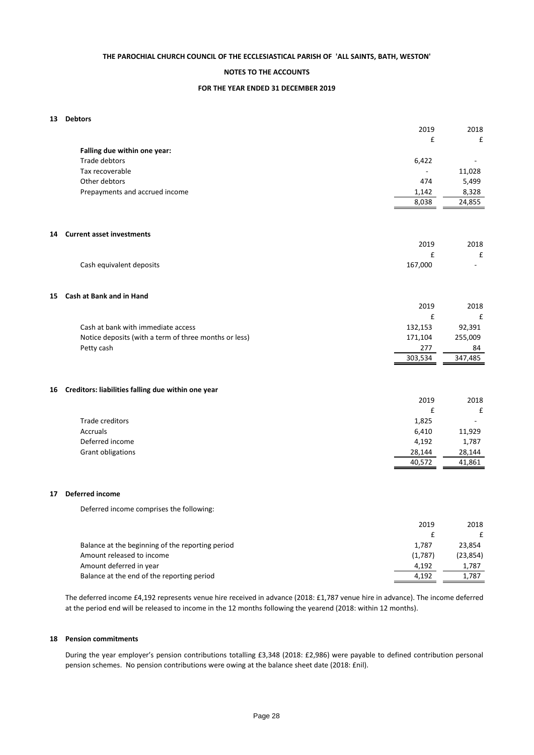**THE PAROCHIAL CHURCH COUNCIL OF THE ECCLESIASTICAL PARISH OF 'ALL SAINTS, BATH, WESTON'**

**NOTES TO THE ACCOUNTS**

**FOR THE YEAR ENDED 31 DECEMBER 2019**

## 13 Debtors

| | 2019 | 2018 |
|---|---|---|
| | £ | £ |
| **Falling due within one year:** | | |
| Trade debtors | 6,422 | - |
| Tax recoverable | - | 11,028 |
| Other debtors | 474 | 5,499 |
| Prepayments and accrued income | 1,142 | 8,328 |
| | 8,038 | 24,855 |

## 14 Current asset investments

| | 2019 | 2018 |
|---|---|---|
| | £ | £ |
| Cash equivalent deposits | 167,000 | - |

## 15 Cash at Bank and in Hand

| | 2019 | 2018 |
|---|---|---|
| | £ | £ |
| Cash at bank with immediate access | 132,153 | 92,391 |
| Notice deposits (with a term of three months or less) | 171,104 | 255,009 |
| Petty cash | 277 | 84 |
| | 303,534 | 347,485 |

## 16 Creditors: liabilities falling due within one year

| | 2019 | 2018 |
|---|---|---|
| | £ | £ |
| Trade creditors | 1,825 | - |
| Accruals | 6,410 | 11,929 |
| Deferred income | 4,192 | 1,787 |
| Grant obligations | 28,144 | 28,144 |
| | 40,572 | 41,861 |

## 17 Deferred income

Deferred income comprises the following:

| | 2019 | 2018 |
|---|---|---|
| | £ | £ |
| Balance at the beginning of the reporting period | 1,787 | 23,854 |
| Amount released to income | (1,787) | (23,854) |
| Amount deferred in year | 4,192 | 1,787 |
| Balance at the end of the reporting period | 4,192 | 1,787 |

The deferred income £4,192 represents venue hire received in advance (2018: £1,787 venue hire in advance). The income deferred at the period end will be released to income in the 12 months following the yearend (2018: within 12 months).

## 18 Pension commitments

During the year employer's pension contributions totalling £3,348 (2018: £2,986) were payable to defined contribution personal pension schemes. No pension contributions were owing at the balance sheet date (2018: £nil).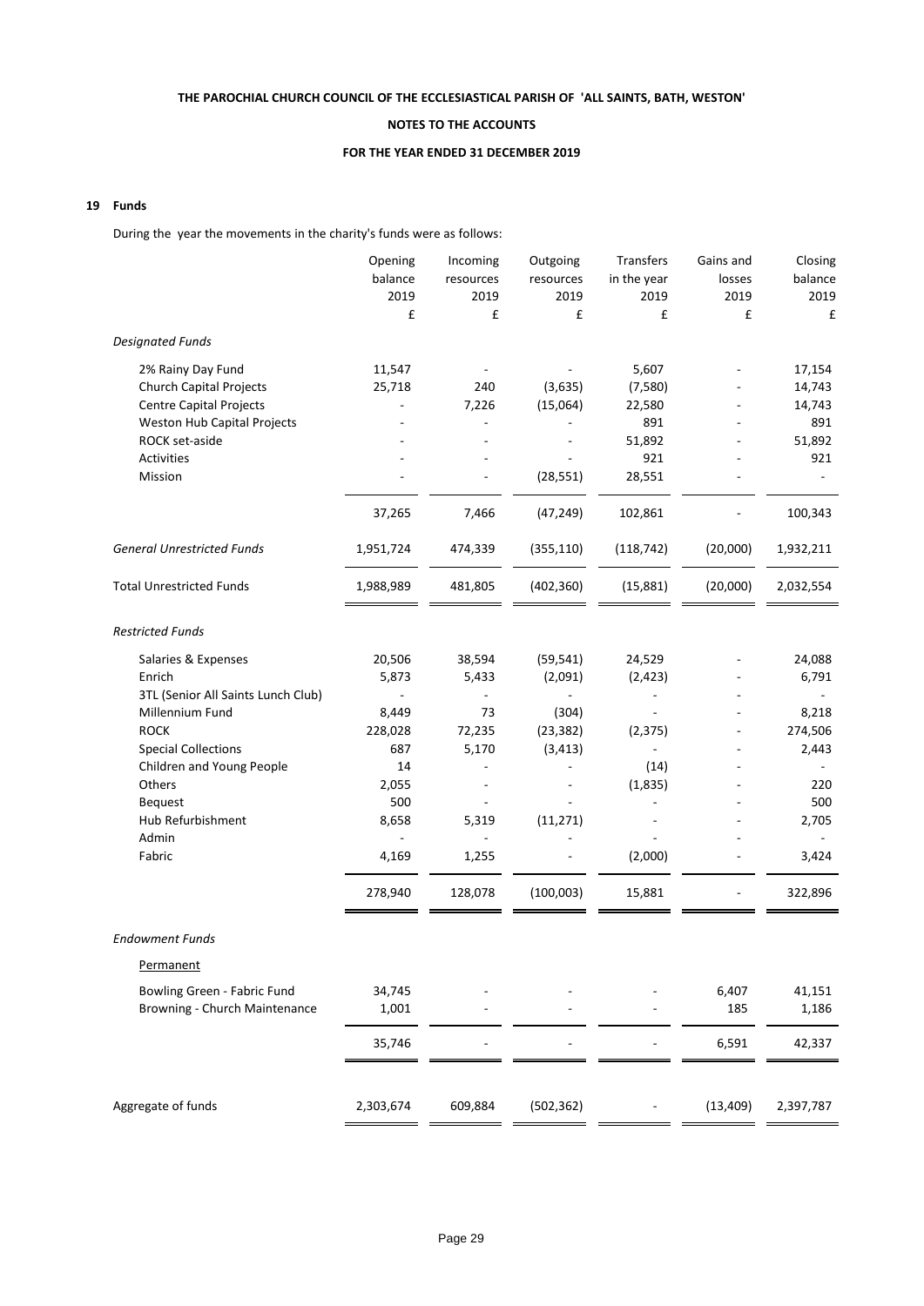**THE PAROCHIAL CHURCH COUNCIL OF THE ECCLESIASTICAL PARISH OF 'ALL SAINTS, BATH, WESTON'**

**NOTES TO THE ACCOUNTS**

**FOR THE YEAR ENDED 31 DECEMBER 2019**

## 19 Funds

During the year the movements in the charity's funds were as follows:

| | Opening balance 2019 £ | Incoming resources 2019 £ | Outgoing resources 2019 £ | Transfers in the year 2019 £ | Gains and losses 2019 £ | Closing balance 2019 £ |
|---|---|---|---|---|---|---|
| *Designated Funds* | | | | | | |
| 2% Rainy Day Fund | 11,547 | - | - | 5,607 | - | 17,154 |
| Church Capital Projects | 25,718 | 240 | (3,635) | (7,580) | - | 14,743 |
| Centre Capital Projects | - | 7,226 | (15,064) | 22,580 | - | 14,743 |
| Weston Hub Capital Projects | - | - | - | 891 | - | 891 |
| ROCK set-aside | - | - | - | 51,892 | - | 51,892 |
| Activities | - | - | - | 921 | - | 921 |
| Mission | - | - | (28,551) | 28,551 | - | - |
| | 37,265 | 7,466 | (47,249) | 102,861 | - | 100,343 |
| *General Unrestricted Funds* | 1,951,724 | 474,339 | (355,110) | (118,742) | (20,000) | 1,932,211 |
| Total Unrestricted Funds | 1,988,989 | 481,805 | (402,360) | (15,881) | (20,000) | 2,032,554 |
| *Restricted Funds* | | | | | | |
| Salaries & Expenses | 20,506 | 38,594 | (59,541) | 24,529 | - | 24,088 |
| Enrich | 5,873 | 5,433 | (2,091) | (2,423) | - | 6,791 |
| 3TL (Senior All Saints Lunch Club) | - | - | - | - | - | - |
| Millennium Fund | 8,449 | 73 | (304) | - | - | 8,218 |
| ROCK | 228,028 | 72,235 | (23,382) | (2,375) | - | 274,506 |
| Special Collections | 687 | 5,170 | (3,413) | - | - | 2,443 |
| Children and Young People | 14 | - | - | (14) | - | - |
| Others | 2,055 | - | - | (1,835) | - | 220 |
| Bequest | 500 | - | - | - | - | 500 |
| Hub Refurbishment | 8,658 | 5,319 | (11,271) | - | - | 2,705 |
| Admin | - | - | - | - | - | - |
| Fabric | 4,169 | 1,255 | - | (2,000) | - | 3,424 |
| | 278,940 | 128,078 | (100,003) | 15,881 | - | 322,896 |
| *Endowment Funds* | | | | | | |
| Permanent | | | | | | |
| Bowling Green - Fabric Fund | 34,745 | - | - | - | 6,407 | 41,151 |
| Browning - Church Maintenance | 1,001 | - | - | - | 185 | 1,186 |
| | 35,746 | - | - | - | 6,591 | 42,337 |
| Aggregate of funds | 2,303,674 | 609,884 | (502,362) | - | (13,409) | 2,397,787 |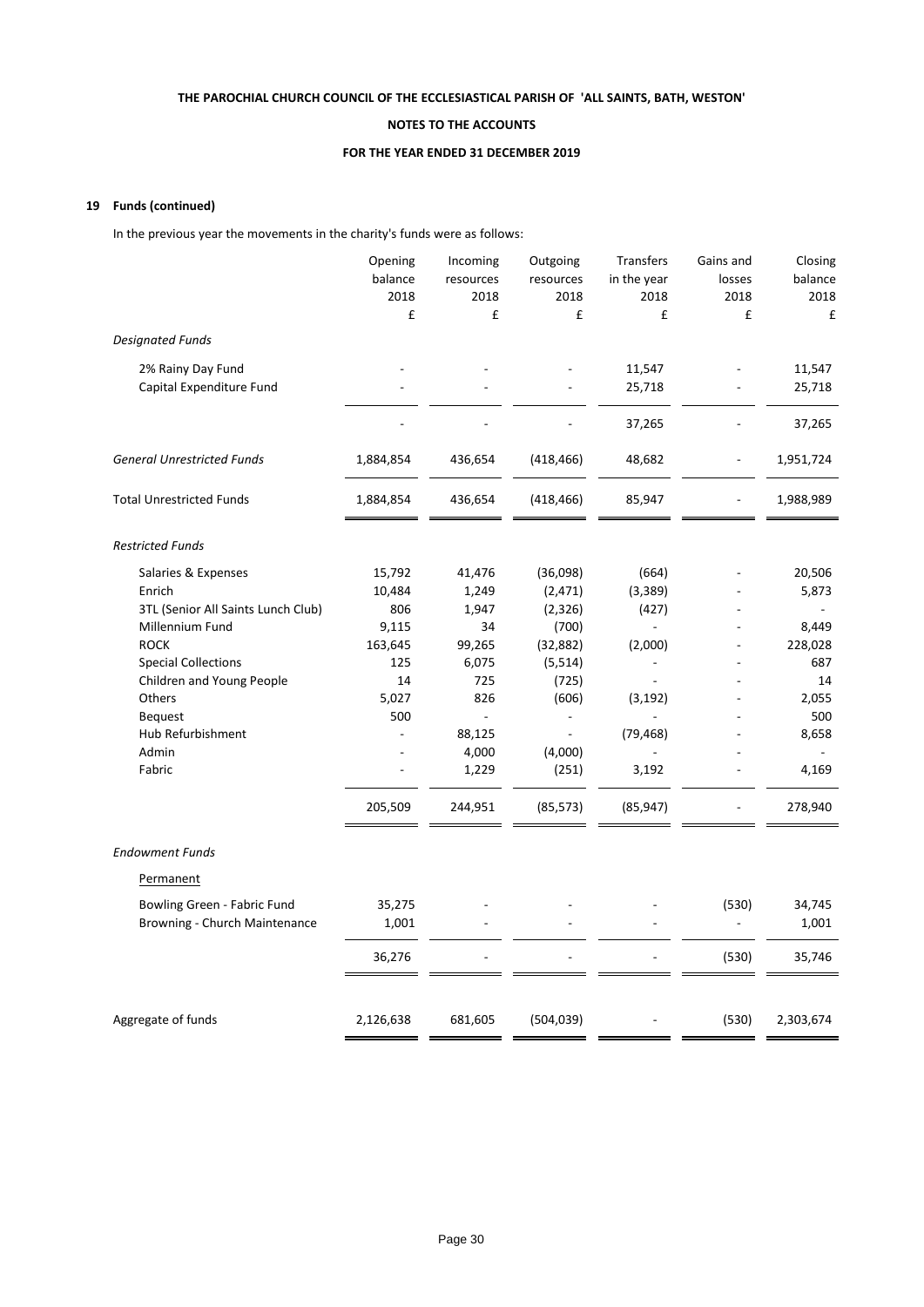## 19 Funds (continued)

In the previous year the movements in the charity's funds were as follows:

| | Opening balance 2018 £ | Incoming resources 2018 £ | Outgoing resources 2018 £ | Transfers in the year 2018 £ | Gains and losses 2018 £ | Closing balance 2018 £ |
|---|---|---|---|---|---|---|
| *Designated Funds* | | | | | | |
| 2% Rainy Day Fund | - | - | - | 11,547 | - | 11,547 |
| Capital Expenditure Fund | - | - | - | 25,718 | - | 25,718 |
| | - | - | - | 37,265 | - | 37,265 |
| *General Unrestricted Funds* | 1,884,854 | 436,654 | (418,466) | 48,682 | - | 1,951,724 |
| Total Unrestricted Funds | 1,884,854 | 436,654 | (418,466) | 85,947 | - | 1,988,989 |
| *Restricted Funds* | | | | | | |
| Salaries & Expenses | 15,792 | 41,476 | (36,098) | (664) | - | 20,506 |
| Enrich | 10,484 | 1,249 | (2,471) | (3,389) | - | 5,873 |
| 3TL (Senior All Saints Lunch Club) | 806 | 1,947 | (2,326) | (427) | - | - |
| Millennium Fund | 9,115 | 34 | (700) | - | - | 8,449 |
| ROCK | 163,645 | 99,265 | (32,882) | (2,000) | - | 228,028 |
| Special Collections | 125 | 6,075 | (5,514) | - | - | 687 |
| Children and Young People | 14 | 725 | (725) | - | - | 14 |
| Others | 5,027 | 826 | (606) | (3,192) | - | 2,055 |
| Bequest | 500 | - | - | - | - | 500 |
| Hub Refurbishment | - | 88,125 | - | (79,468) | - | 8,658 |
| Admin | - | 4,000 | (4,000) | - | - | - |
| Fabric | - | 1,229 | (251) | 3,192 | - | 4,169 |
| | 205,509 | 244,951 | (85,573) | (85,947) | - | 278,940 |
| *Endowment Funds* | | | | | | |
| Permanent | | | | | | |
| Bowling Green - Fabric Fund | 35,275 | - | - | - | (530) | 34,745 |
| Browning - Church Maintenance | 1,001 | - | - | - | - | 1,001 |
| | 36,276 | - | - | - | (530) | 35,746 |
| Aggregate of funds | 2,126,638 | 681,605 | (504,039) | - | (530) | 2,303,674 |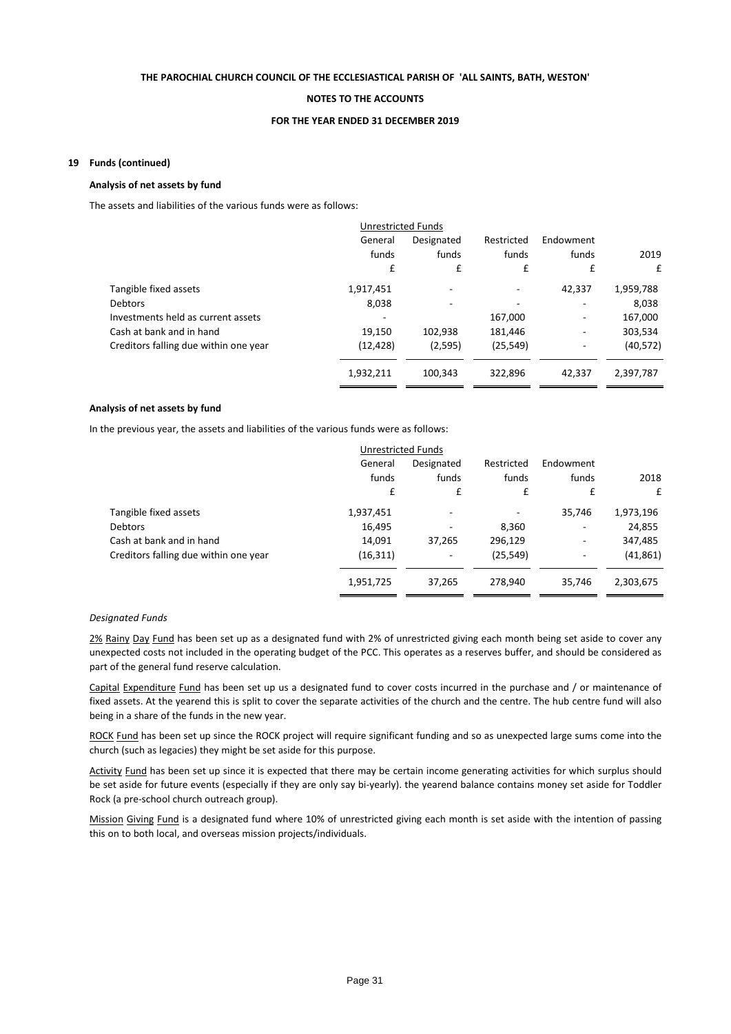THE PAROCHIAL CHURCH COUNCIL OF THE ECCLESIASTICAL PARISH OF 'ALL SAINTS, BATH, WESTON'

NOTES TO THE ACCOUNTS

FOR THE YEAR ENDED 31 DECEMBER 2019

## 19 Funds (continued)

### Analysis of net assets by fund

The assets and liabilities of the various funds were as follows:

| | Unrestricted Funds | | | | |
|---|---|---|---|---|---|
| | General funds | Designated funds | Restricted funds | Endowment funds | 2019 |
| | £ | £ | £ | £ | £ |
| Tangible fixed assets | 1,917,451 | - | - | 42,337 | 1,959,788 |
| Debtors | 8,038 | - | - | - | 8,038 |
| Investments held as current assets | - | | 167,000 | - | 167,000 |
| Cash at bank and in hand | 19,150 | 102,938 | 181,446 | - | 303,534 |
| Creditors falling due within one year | (12,428) | (2,595) | (25,549) | - | (40,572) |
| | 1,932,211 | 100,343 | 322,896 | 42,337 | 2,397,787 |

### Analysis of net assets by fund

In the previous year, the assets and liabilities of the various funds were as follows:

| | Unrestricted Funds | | | | |
|---|---|---|---|---|---|
| | General funds | Designated funds | Restricted funds | Endowment funds | 2018 |
| | £ | £ | £ | £ | £ |
| Tangible fixed assets | 1,937,451 | - | - | 35,746 | 1,973,196 |
| Debtors | 16,495 | - | 8,360 | - | 24,855 |
| Cash at bank and in hand | 14,091 | 37,265 | 296,129 | - | 347,485 |
| Creditors falling due within one year | (16,311) | - | (25,549) | - | (41,861) |
| | 1,951,725 | 37,265 | 278,940 | 35,746 | 2,303,675 |

*Designated Funds*

2% Rainy Day Fund has been set up as a designated fund with 2% of unrestricted giving each month being set aside to cover any unexpected costs not included in the operating budget of the PCC. This operates as a reserves buffer, and should be considered as part of the general fund reserve calculation.

Capital Expenditure Fund has been set up us a designated fund to cover costs incurred in the purchase and / or maintenance of fixed assets. At the yearend this is split to cover the separate activities of the church and the centre. The hub centre fund will also being in a share of the funds in the new year.

ROCK Fund has been set up since the ROCK project will require significant funding and so as unexpected large sums come into the church (such as legacies) they might be set aside for this purpose.

Activity Fund has been set up since it is expected that there may be certain income generating activities for which surplus should be set aside for future events (especially if they are only say bi-yearly). the yearend balance contains money set aside for Toddler Rock (a pre-school church outreach group).

Mission Giving Fund is a designated fund where 10% of unrestricted giving each month is set aside with the intention of passing this on to both local, and overseas mission projects/individuals.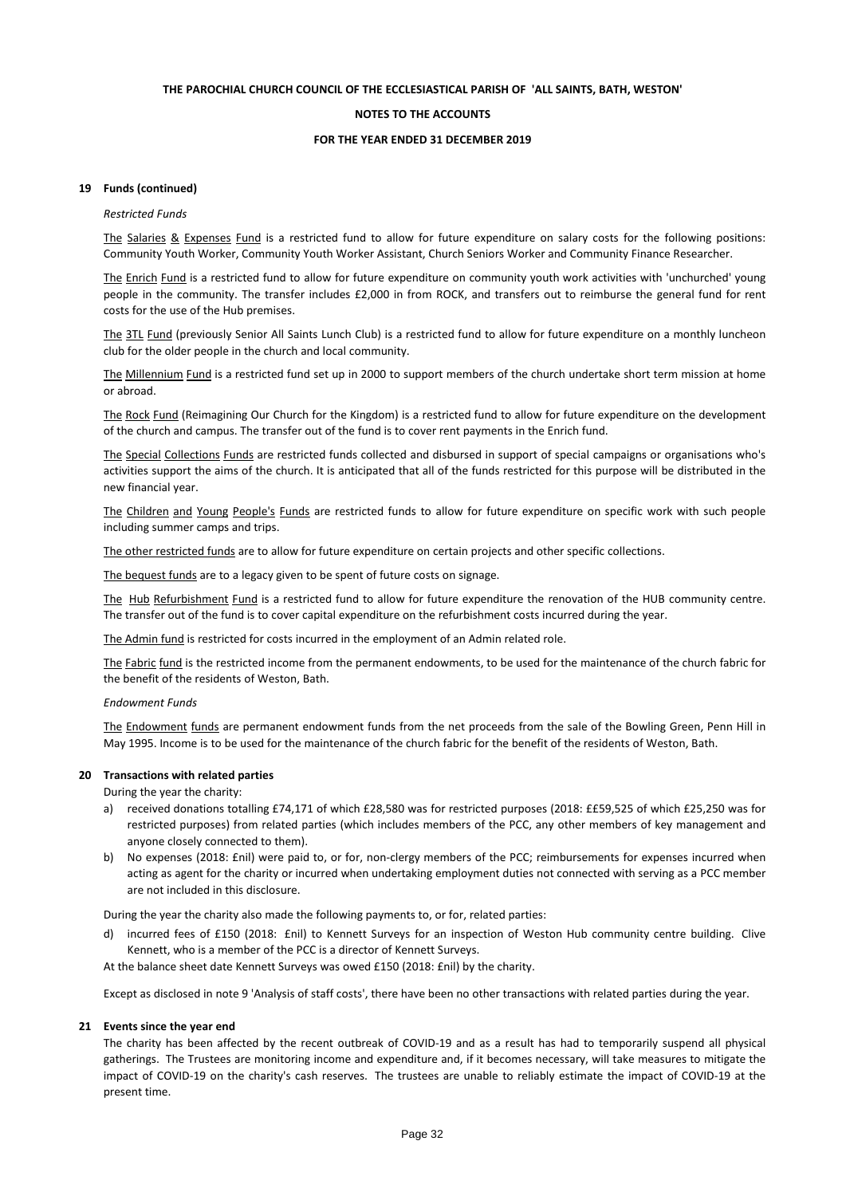**THE PAROCHIAL CHURCH COUNCIL OF THE ECCLESIASTICAL PARISH OF 'ALL SAINTS, BATH, WESTON'**

**NOTES TO THE ACCOUNTS**

**FOR THE YEAR ENDED 31 DECEMBER 2019**

**19 Funds (continued)**

*Restricted Funds*

The Salaries & Expenses Fund is a restricted fund to allow for future expenditure on salary costs for the following positions: Community Youth Worker, Community Youth Worker Assistant, Church Seniors Worker and Community Finance Researcher.

The Enrich Fund is a restricted fund to allow for future expenditure on community youth work activities with 'unchurched' young people in the community. The transfer includes £2,000 in from ROCK, and transfers out to reimburse the general fund for rent costs for the use of the Hub premises.

The 3TL Fund (previously Senior All Saints Lunch Club) is a restricted fund to allow for future expenditure on a monthly luncheon club for the older people in the church and local community.

The Millennium Fund is a restricted fund set up in 2000 to support members of the church undertake short term mission at home or abroad.

The Rock Fund (Reimagining Our Church for the Kingdom) is a restricted fund to allow for future expenditure on the development of the church and campus. The transfer out of the fund is to cover rent payments in the Enrich fund.

The Special Collections Funds are restricted funds collected and disbursed in support of special campaigns or organisations who's activities support the aims of the church. It is anticipated that all of the funds restricted for this purpose will be distributed in the new financial year.

The Children and Young People's Funds are restricted funds to allow for future expenditure on specific work with such people including summer camps and trips.

The other restricted funds are to allow for future expenditure on certain projects and other specific collections.

The bequest funds are to a legacy given to be spent of future costs on signage.

The Hub Refurbishment Fund is a restricted fund to allow for future expenditure the renovation of the HUB community centre. The transfer out of the fund is to cover capital expenditure on the refurbishment costs incurred during the year.

The Admin fund is restricted for costs incurred in the employment of an Admin related role.

The Fabric fund is the restricted income from the permanent endowments, to be used for the maintenance of the church fabric for the benefit of the residents of Weston, Bath.

*Endowment Funds*

The Endowment funds are permanent endowment funds from the net proceeds from the sale of the Bowling Green, Penn Hill in May 1995. Income is to be used for the maintenance of the church fabric for the benefit of the residents of Weston, Bath.

**20 Transactions with related parties**

During the year the charity:

a) received donations totalling £74,171 of which £28,580 was for restricted purposes (2018: ££59,525 of which £25,250 was for restricted purposes) from related parties (which includes members of the PCC, any other members of key management and anyone closely connected to them).

b) No expenses (2018: £nil) were paid to, or for, non-clergy members of the PCC; reimbursements for expenses incurred when acting as agent for the charity or incurred when undertaking employment duties not connected with serving as a PCC member are not included in this disclosure.

During the year the charity also made the following payments to, or for, related parties:

d) incurred fees of £150 (2018: £nil) to Kennett Surveys for an inspection of Weston Hub community centre building. Clive Kennett, who is a member of the PCC is a director of Kennett Surveys.

At the balance sheet date Kennett Surveys was owed £150 (2018: £nil) by the charity.

Except as disclosed in note 9 'Analysis of staff costs', there have been no other transactions with related parties during the year.

**21 Events since the year end**

The charity has been affected by the recent outbreak of COVID-19 and as a result has had to temporarily suspend all physical gatherings. The Trustees are monitoring income and expenditure and, if it becomes necessary, will take measures to mitigate the impact of COVID-19 on the charity's cash reserves. The trustees are unable to reliably estimate the impact of COVID-19 at the present time.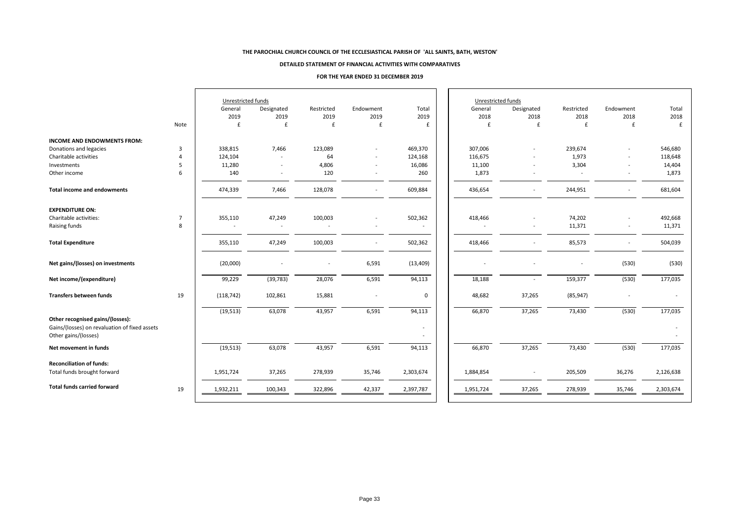**THE PAROCHIAL CHURCH COUNCIL OF THE ECCLESIASTICAL PARISH OF 'ALL SAINTS, BATH, WESTON'**

**DETAILED STATEMENT OF FINANCIAL ACTIVITIES WITH COMPARATIVES**

**FOR THE YEAR ENDED 31 DECEMBER 2019**

| | | Unrestricted funds | | | | | Unrestricted funds | | | | |
|---|---|---|---|---|---|---|---|---|---|---|---|
| | | General | Designated | Restricted | Endowment | Total | General | Designated | Restricted | Endowment | Total |
| | | 2019 | 2019 | 2019 | 2019 | 2019 | 2018 | 2018 | 2018 | 2018 | 2018 |
| | Note | £ | £ | £ | £ | £ | £ | £ | £ | £ | £ |
| **INCOME AND ENDOWMENTS FROM:** | | | | | | | | | | | |
| Donations and legacies | 3 | 338,815 | 7,466 | 123,089 | - | 469,370 | 307,006 | - | 239,674 | - | 546,680 |
| Charitable activities | 4 | 124,104 | - | 64 | - | 124,168 | 116,675 | - | 1,973 | - | 118,648 |
| Investments | 5 | 11,280 | - | 4,806 | - | 16,086 | 11,100 | - | 3,304 | - | 14,404 |
| Other income | 6 | 140 | - | 120 | - | 260 | 1,873 | - | - | - | 1,873 |
| **Total income and endowments** | | 474,339 | 7,466 | 128,078 | - | 609,884 | 436,654 | - | 244,951 | - | 681,604 |
| **EXPENDITURE ON:** | | | | | | | | | | | |
| Charitable activities: | 7 | 355,110 | 47,249 | 100,003 | - | 502,362 | 418,466 | - | 74,202 | - | 492,668 |
| Raising funds | 8 | - | - | - | - | - | - | - | 11,371 | - | 11,371 |
| **Total Expenditure** | | 355,110 | 47,249 | 100,003 | - | 502,362 | 418,466 | - | 85,573 | - | 504,039 |
| **Net gains/(losses) on investments** | | (20,000) | - | - | 6,591 | (13,409) | - | - | - | (530) | (530) |
| **Net income/(expenditure)** | | 99,229 | (39,783) | 28,076 | 6,591 | 94,113 | 18,188 | - | 159,377 | (530) | 177,035 |
| **Transfers between funds** | 19 | (118,742) | 102,861 | 15,881 | - | 0 | 48,682 | 37,265 | (85,947) | - | - |
| | | (19,513) | 63,078 | 43,957 | 6,591 | 94,113 | 66,870 | 37,265 | 73,430 | (530) | 177,035 |
| **Other recognised gains/(losses):** | | | | | | | | | | | |
| Gains/(losses) on revaluation of fixed assets | | | | | | - | | | | | - |
| Other gains/(losses) | | | | | | - | | | | | - |
| **Net movement in funds** | | (19,513) | 63,078 | 43,957 | 6,591 | 94,113 | 66,870 | 37,265 | 73,430 | (530) | 177,035 |
| **Reconciliation of funds:** | | | | | | | | | | | |
| Total funds brought forward | | 1,951,724 | 37,265 | 278,939 | 35,746 | 2,303,674 | 1,884,854 | - | 205,509 | 36,276 | 2,126,638 |
| **Total funds carried forward** | 19 | 1,932,211 | 100,343 | 322,896 | 42,337 | 2,397,787 | 1,951,724 | 37,265 | 278,939 | 35,746 | 2,303,674 |